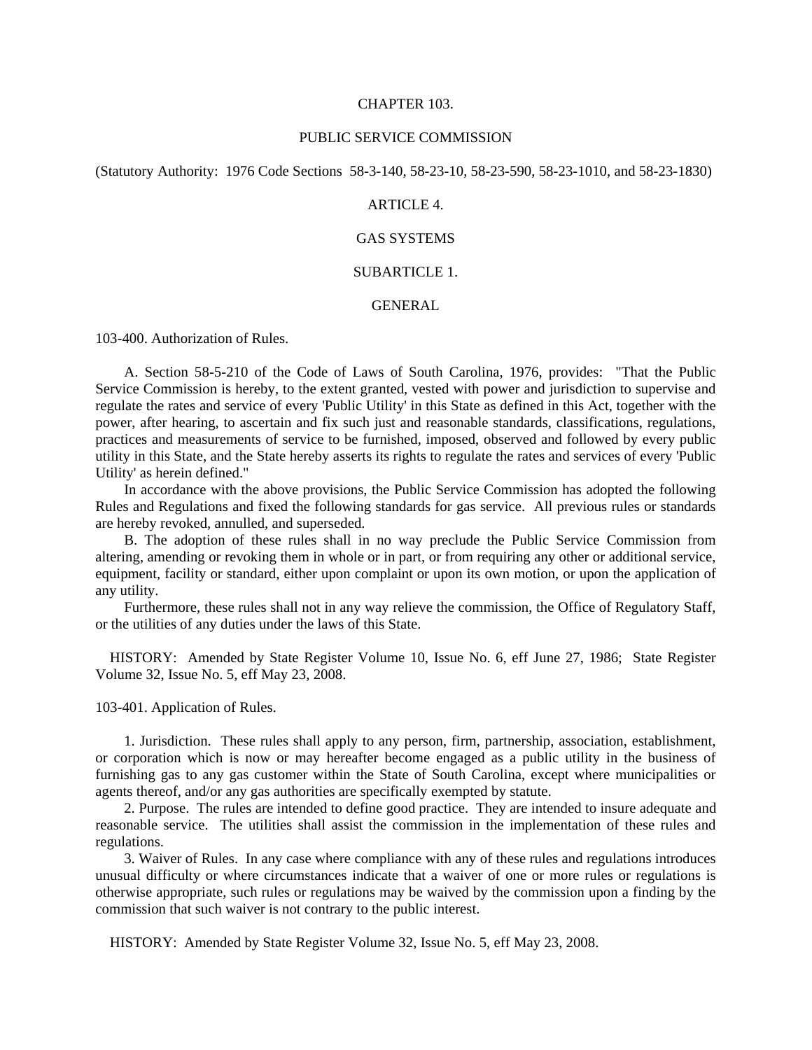# CHAPTER 103.

# PUBLIC SERVICE COMMISSION

(Statutory Authority: 1976 Code Sections 58-3-140, 58-23-10, 58-23-590, 58-23-1010, and 58-23-1830)

## ARTICLE 4.

## GAS SYSTEMS

### SUBARTICLE 1.

### GENERAL

103-400. Authorization of Rules.

A. Section 58-5-210 of the Code of Laws of South Carolina, 1976, provides: "That the Public Service Commission is hereby, to the extent granted, vested with power and jurisdiction to supervise and regulate the rates and service of every 'Public Utility' in this State as defined in this Act, together with the power, after hearing, to ascertain and fix such just and reasonable standards, classifications, regulations, practices and measurements of service to be furnished, imposed, observed and followed by every public utility in this State, and the State hereby asserts its rights to regulate the rates and services of every 'Public Utility' as herein defined."

In accordance with the above provisions, the Public Service Commission has adopted the following Rules and Regulations and fixed the following standards for gas service. All previous rules or standards are hereby revoked, annulled, and superseded.

B. The adoption of these rules shall in no way preclude the Public Service Commission from altering, amending or revoking them in whole or in part, or from requiring any other or additional service, equipment, facility or standard, either upon complaint or upon its own motion, or upon the application of any utility.

Furthermore, these rules shall not in any way relieve the commission, the Office of Regulatory Staff, or the utilities of any duties under the laws of this State.

HISTORY: Amended by State Register Volume 10, Issue No. 6, eff June 27, 1986; State Register Volume 32, Issue No. 5, eff May 23, 2008.

103-401. Application of Rules.

1. Jurisdiction. These rules shall apply to any person, firm, partnership, association, establishment, or corporation which is now or may hereafter become engaged as a public utility in the business of furnishing gas to any gas customer within the State of South Carolina, except where municipalities or agents thereof, and/or any gas authorities are specifically exempted by statute.

2. Purpose. The rules are intended to define good practice. They are intended to insure adequate and reasonable service. The utilities shall assist the commission in the implementation of these rules and regulations.

3. Waiver of Rules. In any case where compliance with any of these rules and regulations introduces unusual difficulty or where circumstances indicate that a waiver of one or more rules or regulations is otherwise appropriate, such rules or regulations may be waived by the commission upon a finding by the commission that such waiver is not contrary to the public interest.

HISTORY: Amended by State Register Volume 32, Issue No. 5, eff May 23, 2008.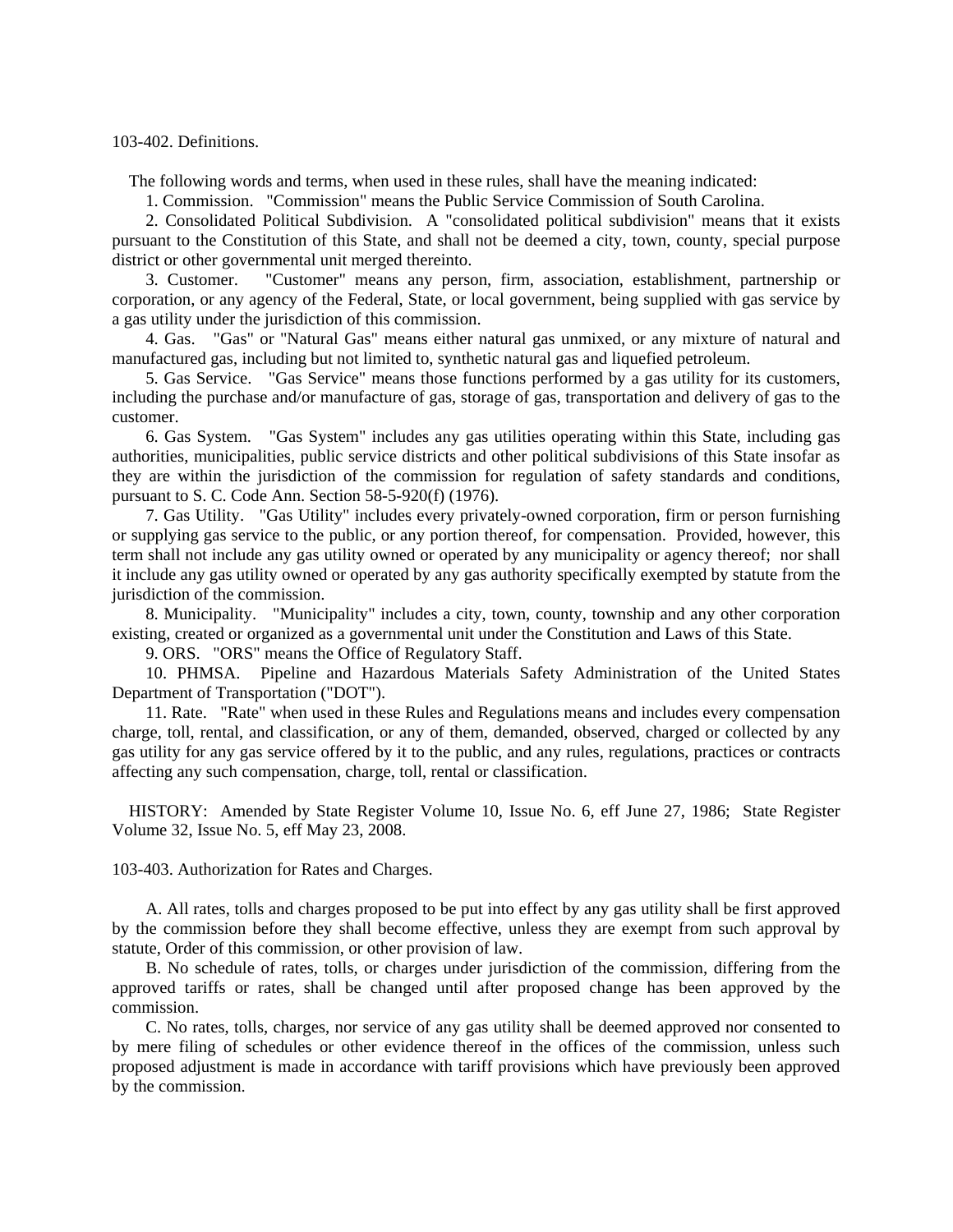103-402. Definitions.

The following words and terms, when used in these rules, shall have the meaning indicated:

1. Commission. "Commission" means the Public Service Commission of South Carolina.

2. Consolidated Political Subdivision. A "consolidated political subdivision" means that it exists pursuant to the Constitution of this State, and shall not be deemed a city, town, county, special purpose district or other governmental unit merged thereinto.

3. Customer. "Customer" means any person, firm, association, establishment, partnership or corporation, or any agency of the Federal, State, or local government, being supplied with gas service by a gas utility under the jurisdiction of this commission.

4. Gas. "Gas" or "Natural Gas" means either natural gas unmixed, or any mixture of natural and manufactured gas, including but not limited to, synthetic natural gas and liquefied petroleum.

5. Gas Service. "Gas Service" means those functions performed by a gas utility for its customers, including the purchase and/or manufacture of gas, storage of gas, transportation and delivery of gas to the customer.

6. Gas System. "Gas System" includes any gas utilities operating within this State, including gas authorities, municipalities, public service districts and other political subdivisions of this State insofar as they are within the jurisdiction of the commission for regulation of safety standards and conditions, pursuant to S. C. Code Ann. Section 58-5-920(f) (1976).

7. Gas Utility. "Gas Utility" includes every privately-owned corporation, firm or person furnishing or supplying gas service to the public, or any portion thereof, for compensation. Provided, however, this term shall not include any gas utility owned or operated by any municipality or agency thereof; nor shall it include any gas utility owned or operated by any gas authority specifically exempted by statute from the jurisdiction of the commission.

8. Municipality. "Municipality" includes a city, town, county, township and any other corporation existing, created or organized as a governmental unit under the Constitution and Laws of this State.

9. ORS. "ORS" means the Office of Regulatory Staff.

10. PHMSA. Pipeline and Hazardous Materials Safety Administration of the United States Department of Transportation ("DOT").

11. Rate. "Rate" when used in these Rules and Regulations means and includes every compensation charge, toll, rental, and classification, or any of them, demanded, observed, charged or collected by any gas utility for any gas service offered by it to the public, and any rules, regulations, practices or contracts affecting any such compensation, charge, toll, rental or classification.

HISTORY: Amended by State Register Volume 10, Issue No. 6, eff June 27, 1986; State Register Volume 32, Issue No. 5, eff May 23, 2008.

103-403. Authorization for Rates and Charges.

A. All rates, tolls and charges proposed to be put into effect by any gas utility shall be first approved by the commission before they shall become effective, unless they are exempt from such approval by statute, Order of this commission, or other provision of law.

B. No schedule of rates, tolls, or charges under jurisdiction of the commission, differing from the approved tariffs or rates, shall be changed until after proposed change has been approved by the commission.

C. No rates, tolls, charges, nor service of any gas utility shall be deemed approved nor consented to by mere filing of schedules or other evidence thereof in the offices of the commission, unless such proposed adjustment is made in accordance with tariff provisions which have previously been approved by the commission.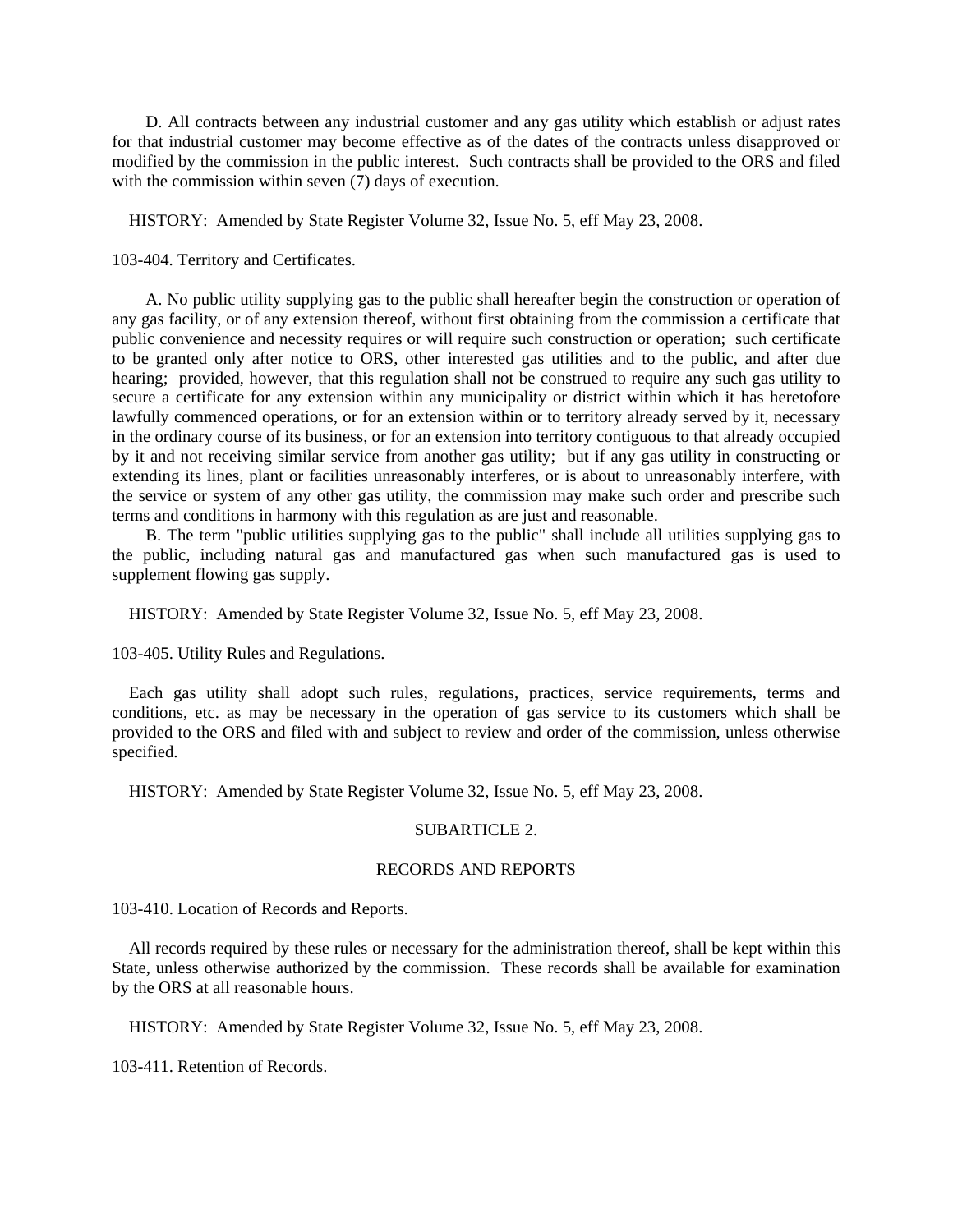D. All contracts between any industrial customer and any gas utility which establish or adjust rates for that industrial customer may become effective as of the dates of the contracts unless disapproved or modified by the commission in the public interest. Such contracts shall be provided to the ORS and filed with the commission within seven (7) days of execution.

HISTORY: Amended by State Register Volume 32, Issue No. 5, eff May 23, 2008.

103-404. Territory and Certificates.

A. No public utility supplying gas to the public shall hereafter begin the construction or operation of any gas facility, or of any extension thereof, without first obtaining from the commission a certificate that public convenience and necessity requires or will require such construction or operation; such certificate to be granted only after notice to ORS, other interested gas utilities and to the public, and after due hearing; provided, however, that this regulation shall not be construed to require any such gas utility to secure a certificate for any extension within any municipality or district within which it has heretofore lawfully commenced operations, or for an extension within or to territory already served by it, necessary in the ordinary course of its business, or for an extension into territory contiguous to that already occupied by it and not receiving similar service from another gas utility; but if any gas utility in constructing or extending its lines, plant or facilities unreasonably interferes, or is about to unreasonably interfere, with the service or system of any other gas utility, the commission may make such order and prescribe such terms and conditions in harmony with this regulation as are just and reasonable.

B. The term "public utilities supplying gas to the public" shall include all utilities supplying gas to the public, including natural gas and manufactured gas when such manufactured gas is used to supplement flowing gas supply.

HISTORY: Amended by State Register Volume 32, Issue No. 5, eff May 23, 2008.

103-405. Utility Rules and Regulations.

Each gas utility shall adopt such rules, regulations, practices, service requirements, terms and conditions, etc. as may be necessary in the operation of gas service to its customers which shall be provided to the ORS and filed with and subject to review and order of the commission, unless otherwise specified.

HISTORY: Amended by State Register Volume 32, Issue No. 5, eff May 23, 2008.

## SUBARTICLE 2.

## RECORDS AND REPORTS

103-410. Location of Records and Reports.

All records required by these rules or necessary for the administration thereof, shall be kept within this State, unless otherwise authorized by the commission. These records shall be available for examination by the ORS at all reasonable hours.

HISTORY: Amended by State Register Volume 32, Issue No. 5, eff May 23, 2008.

103-411. Retention of Records.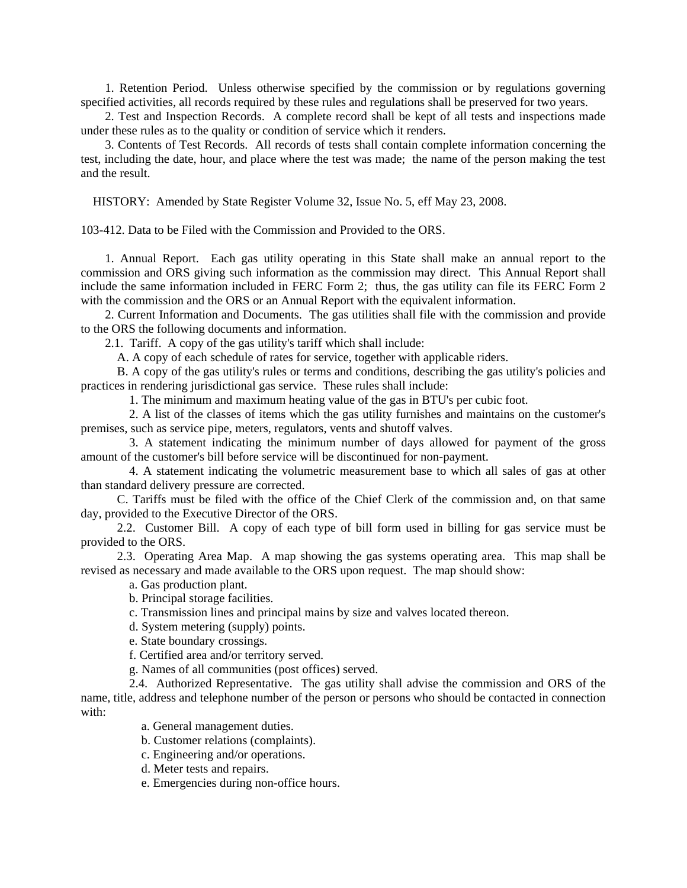1. Retention Period. Unless otherwise specified by the commission or by regulations governing specified activities, all records required by these rules and regulations shall be preserved for two years.

2. Test and Inspection Records. A complete record shall be kept of all tests and inspections made under these rules as to the quality or condition of service which it renders.

3. Contents of Test Records. All records of tests shall contain complete information concerning the test, including the date, hour, and place where the test was made; the name of the person making the test and the result.

HISTORY: Amended by State Register Volume 32, Issue No. 5, eff May 23, 2008.

103-412. Data to be Filed with the Commission and Provided to the ORS.

1. Annual Report. Each gas utility operating in this State shall make an annual report to the commission and ORS giving such information as the commission may direct. This Annual Report shall include the same information included in FERC Form 2; thus, the gas utility can file its FERC Form 2 with the commission and the ORS or an Annual Report with the equivalent information.

2. Current Information and Documents. The gas utilities shall file with the commission and provide to the ORS the following documents and information.

2.1. Tariff. A copy of the gas utility's tariff which shall include:

A. A copy of each schedule of rates for service, together with applicable riders.

B. A copy of the gas utility's rules or terms and conditions, describing the gas utility's policies and practices in rendering jurisdictional gas service. These rules shall include:

1. The minimum and maximum heating value of the gas in BTU's per cubic foot.

2. A list of the classes of items which the gas utility furnishes and maintains on the customer's premises, such as service pipe, meters, regulators, vents and shutoff valves.

3. A statement indicating the minimum number of days allowed for payment of the gross amount of the customer's bill before service will be discontinued for non-payment.

4. A statement indicating the volumetric measurement base to which all sales of gas at other than standard delivery pressure are corrected.

C. Tariffs must be filed with the office of the Chief Clerk of the commission and, on that same day, provided to the Executive Director of the ORS.

2.2. Customer Bill. A copy of each type of bill form used in billing for gas service must be provided to the ORS.

2.3. Operating Area Map. A map showing the gas systems operating area. This map shall be revised as necessary and made available to the ORS upon request. The map should show:

a. Gas production plant.

b. Principal storage facilities.

c. Transmission lines and principal mains by size and valves located thereon.

d. System metering (supply) points.

e. State boundary crossings.

f. Certified area and/or territory served.

g. Names of all communities (post offices) served.

2.4. Authorized Representative. The gas utility shall advise the commission and ORS of the name, title, address and telephone number of the person or persons who should be contacted in connection with:

a. General management duties.

b. Customer relations (complaints).

c. Engineering and/or operations.

d. Meter tests and repairs.

e. Emergencies during non-office hours.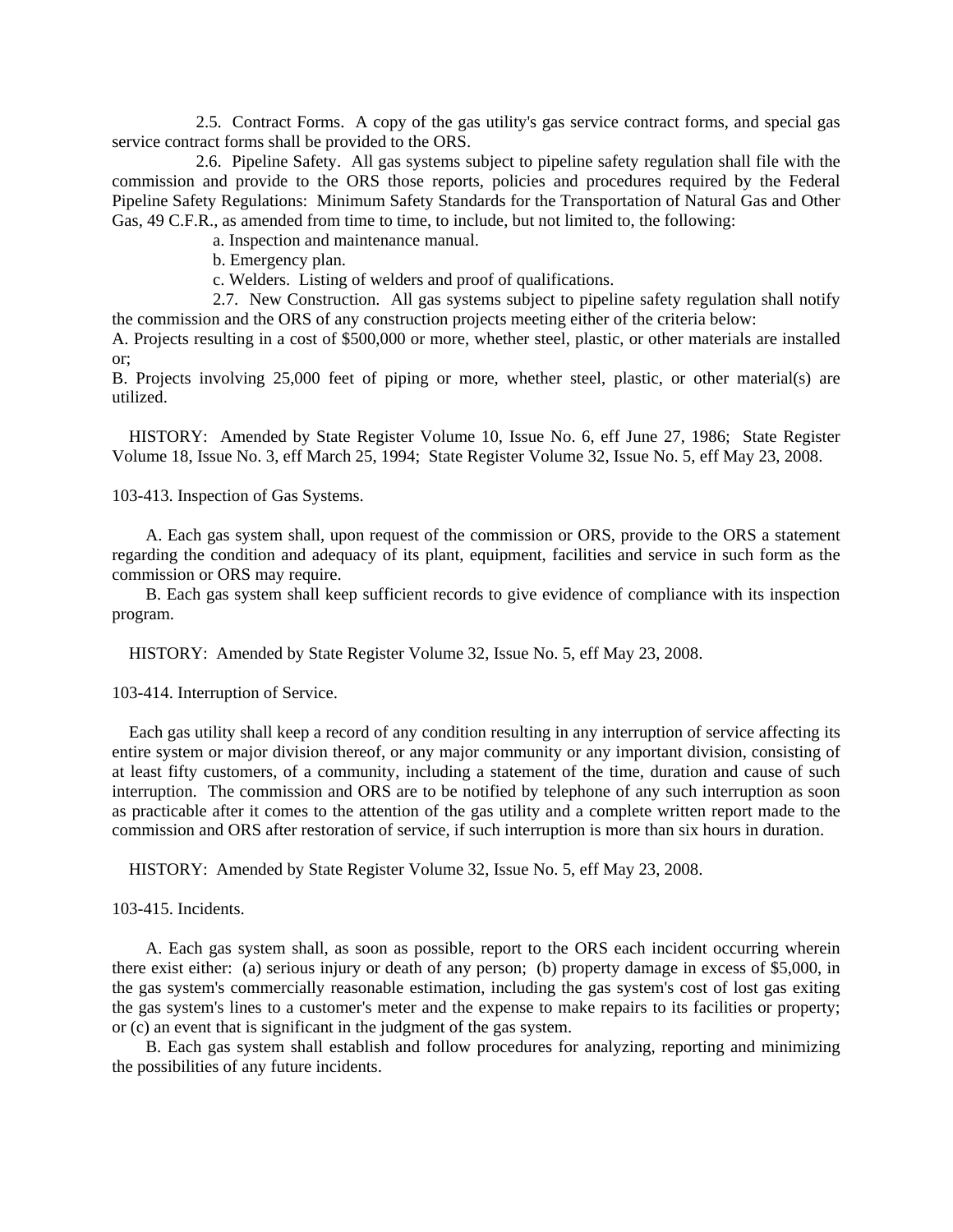2.5. Contract Forms. A copy of the gas utility's gas service contract forms, and special gas service contract forms shall be provided to the ORS.

2.6. Pipeline Safety. All gas systems subject to pipeline safety regulation shall file with the commission and provide to the ORS those reports, policies and procedures required by the Federal Pipeline Safety Regulations: Minimum Safety Standards for the Transportation of Natural Gas and Other Gas, 49 C.F.R., as amended from time to time, to include, but not limited to, the following:

a. Inspection and maintenance manual.

b. Emergency plan.

c. Welders. Listing of welders and proof of qualifications.

2.7. New Construction. All gas systems subject to pipeline safety regulation shall notify the commission and the ORS of any construction projects meeting either of the criteria below:

A. Projects resulting in a cost of $500,000 or more, whether steel, plastic, or other materials are installed or;

B. Projects involving 25,000 feet of piping or more, whether steel, plastic, or other material(s) are utilized.

HISTORY: Amended by State Register Volume 10, Issue No. 6, eff June 27, 1986; State Register Volume 18, Issue No. 3, eff March 25, 1994; State Register Volume 32, Issue No. 5, eff May 23, 2008.

103-413. Inspection of Gas Systems.

A. Each gas system shall, upon request of the commission or ORS, provide to the ORS a statement regarding the condition and adequacy of its plant, equipment, facilities and service in such form as the commission or ORS may require.

B. Each gas system shall keep sufficient records to give evidence of compliance with its inspection program.

HISTORY: Amended by State Register Volume 32, Issue No. 5, eff May 23, 2008.

103-414. Interruption of Service.

Each gas utility shall keep a record of any condition resulting in any interruption of service affecting its entire system or major division thereof, or any major community or any important division, consisting of at least fifty customers, of a community, including a statement of the time, duration and cause of such interruption. The commission and ORS are to be notified by telephone of any such interruption as soon as practicable after it comes to the attention of the gas utility and a complete written report made to the commission and ORS after restoration of service, if such interruption is more than six hours in duration.

HISTORY: Amended by State Register Volume 32, Issue No. 5, eff May 23, 2008.

103-415. Incidents.

A. Each gas system shall, as soon as possible, report to the ORS each incident occurring wherein there exist either: (a) serious injury or death of any person; (b) property damage in excess of $5,000, in the gas system's commercially reasonable estimation, including the gas system's cost of lost gas exiting the gas system's lines to a customer's meter and the expense to make repairs to its facilities or property; or (c) an event that is significant in the judgment of the gas system.

B. Each gas system shall establish and follow procedures for analyzing, reporting and minimizing the possibilities of any future incidents.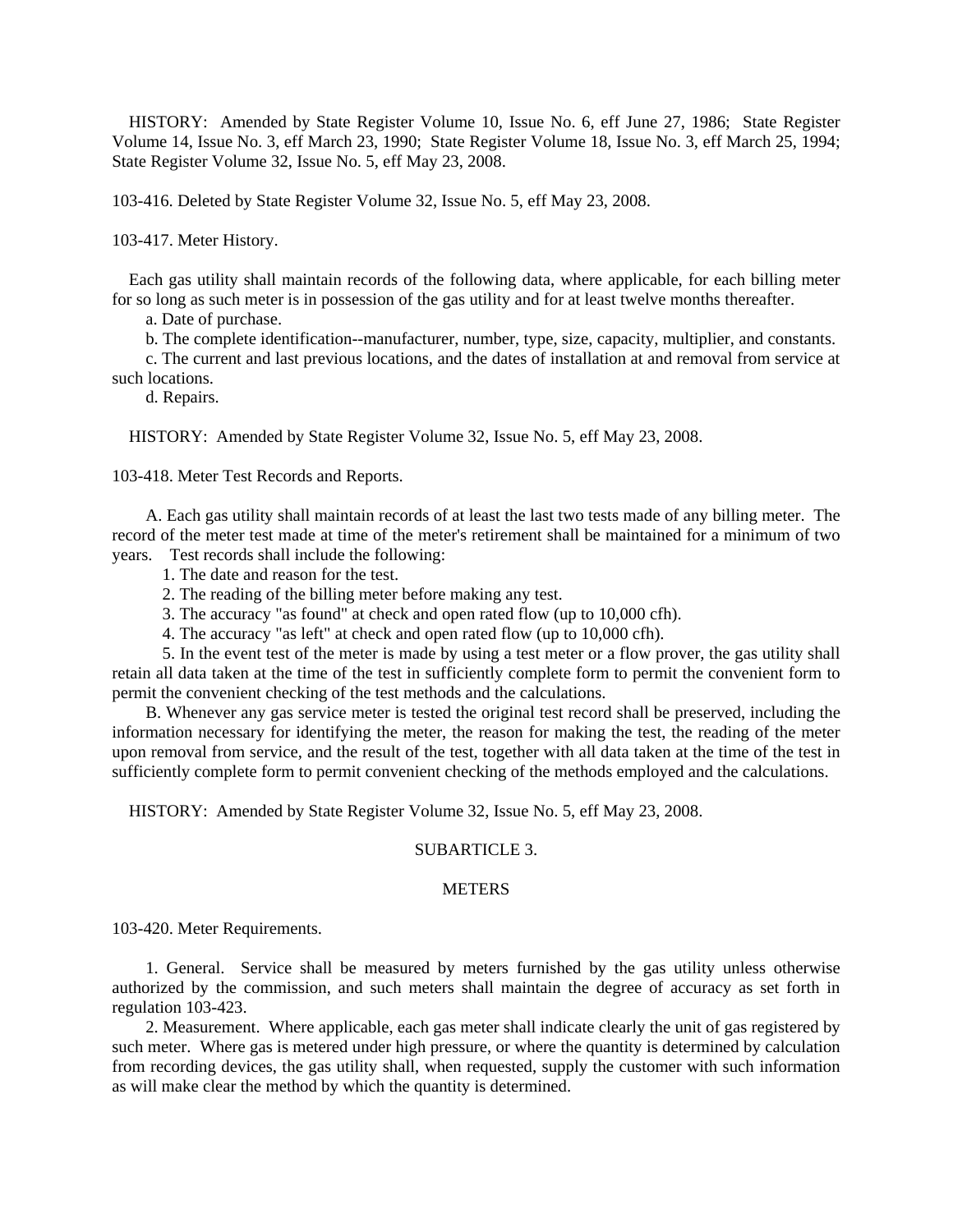HISTORY: Amended by State Register Volume 10, Issue No. 6, eff June 27, 1986; State Register Volume 14, Issue No. 3, eff March 23, 1990; State Register Volume 18, Issue No. 3, eff March 25, 1994; State Register Volume 32, Issue No. 5, eff May 23, 2008.

103-416. Deleted by State Register Volume 32, Issue No. 5, eff May 23, 2008.

103-417. Meter History.

Each gas utility shall maintain records of the following data, where applicable, for each billing meter for so long as such meter is in possession of the gas utility and for at least twelve months thereafter.

a. Date of purchase.

b. The complete identification--manufacturer, number, type, size, capacity, multiplier, and constants.

c. The current and last previous locations, and the dates of installation at and removal from service at such locations.

d. Repairs.

HISTORY: Amended by State Register Volume 32, Issue No. 5, eff May 23, 2008.

103-418. Meter Test Records and Reports.

A. Each gas utility shall maintain records of at least the last two tests made of any billing meter. The record of the meter test made at time of the meter's retirement shall be maintained for a minimum of two years. Test records shall include the following:

1. The date and reason for the test.

2. The reading of the billing meter before making any test.

3. The accuracy "as found" at check and open rated flow (up to 10,000 cfh).

4. The accuracy "as left" at check and open rated flow (up to 10,000 cfh).

5. In the event test of the meter is made by using a test meter or a flow prover, the gas utility shall retain all data taken at the time of the test in sufficiently complete form to permit the convenient form to permit the convenient checking of the test methods and the calculations.

B. Whenever any gas service meter is tested the original test record shall be preserved, including the information necessary for identifying the meter, the reason for making the test, the reading of the meter upon removal from service, and the result of the test, together with all data taken at the time of the test in sufficiently complete form to permit convenient checking of the methods employed and the calculations.

HISTORY: Amended by State Register Volume 32, Issue No. 5, eff May 23, 2008.

## SUBARTICLE 3.

## METERS

103-420. Meter Requirements.

1. General. Service shall be measured by meters furnished by the gas utility unless otherwise authorized by the commission, and such meters shall maintain the degree of accuracy as set forth in regulation 103-423.

2. Measurement. Where applicable, each gas meter shall indicate clearly the unit of gas registered by such meter. Where gas is metered under high pressure, or where the quantity is determined by calculation from recording devices, the gas utility shall, when requested, supply the customer with such information as will make clear the method by which the quantity is determined.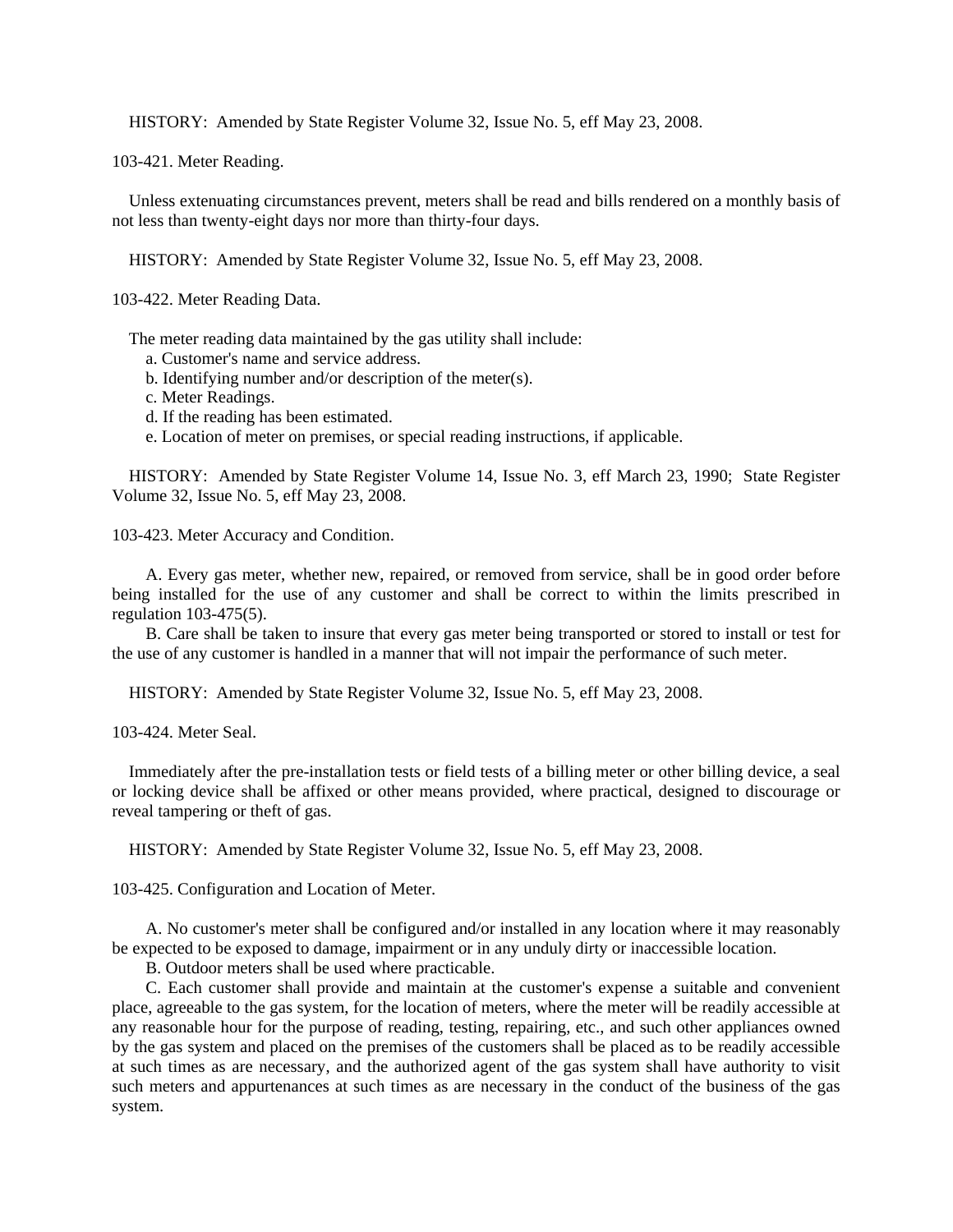HISTORY: Amended by State Register Volume 32, Issue No. 5, eff May 23, 2008.

103-421. Meter Reading.

Unless extenuating circumstances prevent, meters shall be read and bills rendered on a monthly basis of not less than twenty-eight days nor more than thirty-four days.

HISTORY: Amended by State Register Volume 32, Issue No. 5, eff May 23, 2008.

103-422. Meter Reading Data.

The meter reading data maintained by the gas utility shall include:

a. Customer's name and service address.
b. Identifying number and/or description of the meter(s).
c. Meter Readings.
d. If the reading has been estimated.
e. Location of meter on premises, or special reading instructions, if applicable.

HISTORY: Amended by State Register Volume 14, Issue No. 3, eff March 23, 1990; State Register Volume 32, Issue No. 5, eff May 23, 2008.

103-423. Meter Accuracy and Condition.

A. Every gas meter, whether new, repaired, or removed from service, shall be in good order before being installed for the use of any customer and shall be correct to within the limits prescribed in regulation 103-475(5).

B. Care shall be taken to insure that every gas meter being transported or stored to install or test for the use of any customer is handled in a manner that will not impair the performance of such meter.

HISTORY: Amended by State Register Volume 32, Issue No. 5, eff May 23, 2008.

103-424. Meter Seal.

Immediately after the pre-installation tests or field tests of a billing meter or other billing device, a seal or locking device shall be affixed or other means provided, where practical, designed to discourage or reveal tampering or theft of gas.

HISTORY: Amended by State Register Volume 32, Issue No. 5, eff May 23, 2008.

103-425. Configuration and Location of Meter.

A. No customer's meter shall be configured and/or installed in any location where it may reasonably be expected to be exposed to damage, impairment or in any unduly dirty or inaccessible location.

B. Outdoor meters shall be used where practicable.

C. Each customer shall provide and maintain at the customer's expense a suitable and convenient place, agreeable to the gas system, for the location of meters, where the meter will be readily accessible at any reasonable hour for the purpose of reading, testing, repairing, etc., and such other appliances owned by the gas system and placed on the premises of the customers shall be placed as to be readily accessible at such times as are necessary, and the authorized agent of the gas system shall have authority to visit such meters and appurtenances at such times as are necessary in the conduct of the business of the gas system.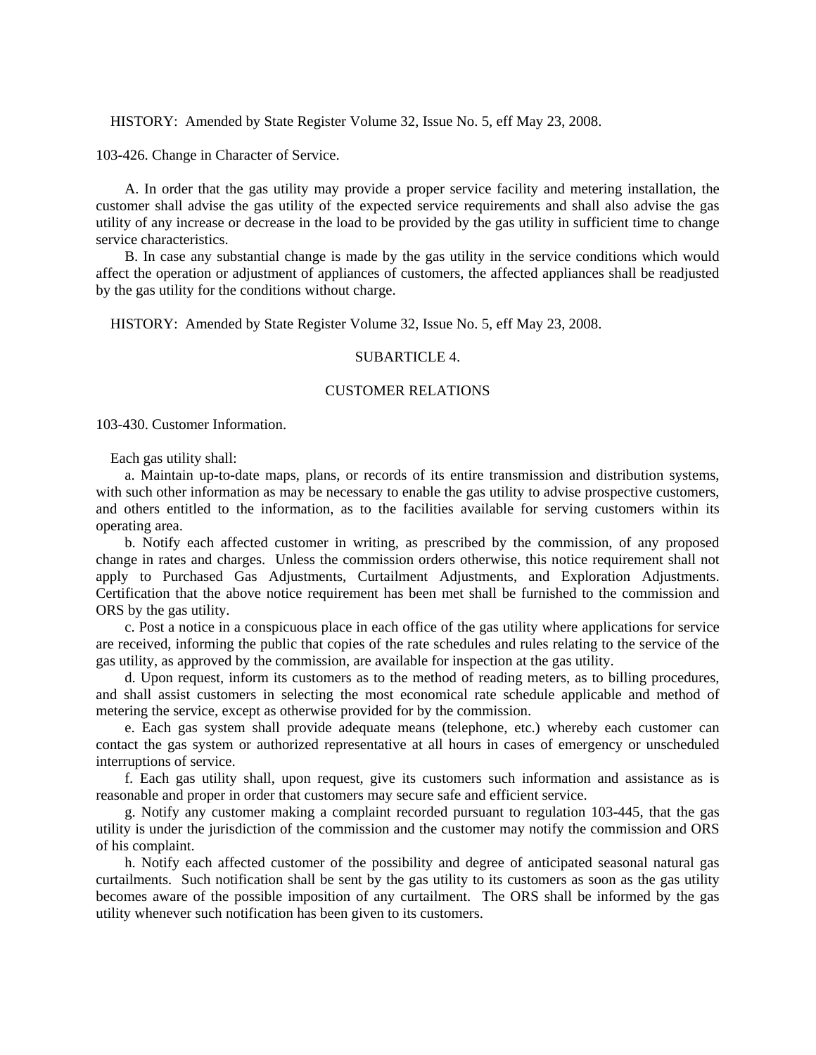HISTORY: Amended by State Register Volume 32, Issue No. 5, eff May 23, 2008.

103-426. Change in Character of Service.

A. In order that the gas utility may provide a proper service facility and metering installation, the customer shall advise the gas utility of the expected service requirements and shall also advise the gas utility of any increase or decrease in the load to be provided by the gas utility in sufficient time to change service characteristics.

B. In case any substantial change is made by the gas utility in the service conditions which would affect the operation or adjustment of appliances of customers, the affected appliances shall be readjusted by the gas utility for the conditions without charge.

HISTORY: Amended by State Register Volume 32, Issue No. 5, eff May 23, 2008.

SUBARTICLE 4.

CUSTOMER RELATIONS

103-430. Customer Information.

Each gas utility shall:

a. Maintain up-to-date maps, plans, or records of its entire transmission and distribution systems, with such other information as may be necessary to enable the gas utility to advise prospective customers, and others entitled to the information, as to the facilities available for serving customers within its operating area.

b. Notify each affected customer in writing, as prescribed by the commission, of any proposed change in rates and charges. Unless the commission orders otherwise, this notice requirement shall not apply to Purchased Gas Adjustments, Curtailment Adjustments, and Exploration Adjustments. Certification that the above notice requirement has been met shall be furnished to the commission and ORS by the gas utility.

c. Post a notice in a conspicuous place in each office of the gas utility where applications for service are received, informing the public that copies of the rate schedules and rules relating to the service of the gas utility, as approved by the commission, are available for inspection at the gas utility.

d. Upon request, inform its customers as to the method of reading meters, as to billing procedures, and shall assist customers in selecting the most economical rate schedule applicable and method of metering the service, except as otherwise provided for by the commission.

e. Each gas system shall provide adequate means (telephone, etc.) whereby each customer can contact the gas system or authorized representative at all hours in cases of emergency or unscheduled interruptions of service.

f. Each gas utility shall, upon request, give its customers such information and assistance as is reasonable and proper in order that customers may secure safe and efficient service.

g. Notify any customer making a complaint recorded pursuant to regulation 103-445, that the gas utility is under the jurisdiction of the commission and the customer may notify the commission and ORS of his complaint.

h. Notify each affected customer of the possibility and degree of anticipated seasonal natural gas curtailments. Such notification shall be sent by the gas utility to its customers as soon as the gas utility becomes aware of the possible imposition of any curtailment. The ORS shall be informed by the gas utility whenever such notification has been given to its customers.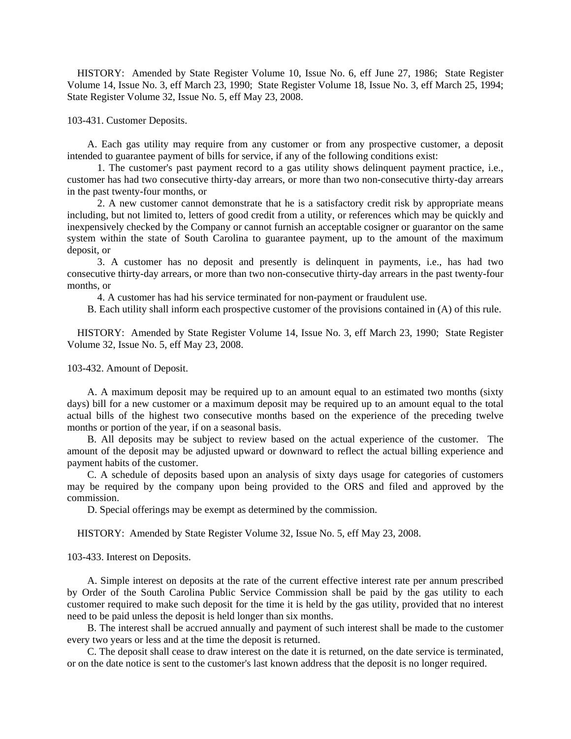HISTORY: Amended by State Register Volume 10, Issue No. 6, eff June 27, 1986; State Register Volume 14, Issue No. 3, eff March 23, 1990; State Register Volume 18, Issue No. 3, eff March 25, 1994; State Register Volume 32, Issue No. 5, eff May 23, 2008.

103-431. Customer Deposits.

A. Each gas utility may require from any customer or from any prospective customer, a deposit intended to guarantee payment of bills for service, if any of the following conditions exist:

1. The customer's past payment record to a gas utility shows delinquent payment practice, i.e., customer has had two consecutive thirty-day arrears, or more than two non-consecutive thirty-day arrears in the past twenty-four months, or

2. A new customer cannot demonstrate that he is a satisfactory credit risk by appropriate means including, but not limited to, letters of good credit from a utility, or references which may be quickly and inexpensively checked by the Company or cannot furnish an acceptable cosigner or guarantor on the same system within the state of South Carolina to guarantee payment, up to the amount of the maximum deposit, or

3. A customer has no deposit and presently is delinquent in payments, i.e., has had two consecutive thirty-day arrears, or more than two non-consecutive thirty-day arrears in the past twenty-four months, or

4. A customer has had his service terminated for non-payment or fraudulent use.

B. Each utility shall inform each prospective customer of the provisions contained in (A) of this rule.

HISTORY: Amended by State Register Volume 14, Issue No. 3, eff March 23, 1990; State Register Volume 32, Issue No. 5, eff May 23, 2008.

103-432. Amount of Deposit.

A. A maximum deposit may be required up to an amount equal to an estimated two months (sixty days) bill for a new customer or a maximum deposit may be required up to an amount equal to the total actual bills of the highest two consecutive months based on the experience of the preceding twelve months or portion of the year, if on a seasonal basis.

B. All deposits may be subject to review based on the actual experience of the customer. The amount of the deposit may be adjusted upward or downward to reflect the actual billing experience and payment habits of the customer.

C. A schedule of deposits based upon an analysis of sixty days usage for categories of customers may be required by the company upon being provided to the ORS and filed and approved by the commission.

D. Special offerings may be exempt as determined by the commission.

HISTORY: Amended by State Register Volume 32, Issue No. 5, eff May 23, 2008.

103-433. Interest on Deposits.

A. Simple interest on deposits at the rate of the current effective interest rate per annum prescribed by Order of the South Carolina Public Service Commission shall be paid by the gas utility to each customer required to make such deposit for the time it is held by the gas utility, provided that no interest need to be paid unless the deposit is held longer than six months.

B. The interest shall be accrued annually and payment of such interest shall be made to the customer every two years or less and at the time the deposit is returned.

C. The deposit shall cease to draw interest on the date it is returned, on the date service is terminated, or on the date notice is sent to the customer's last known address that the deposit is no longer required.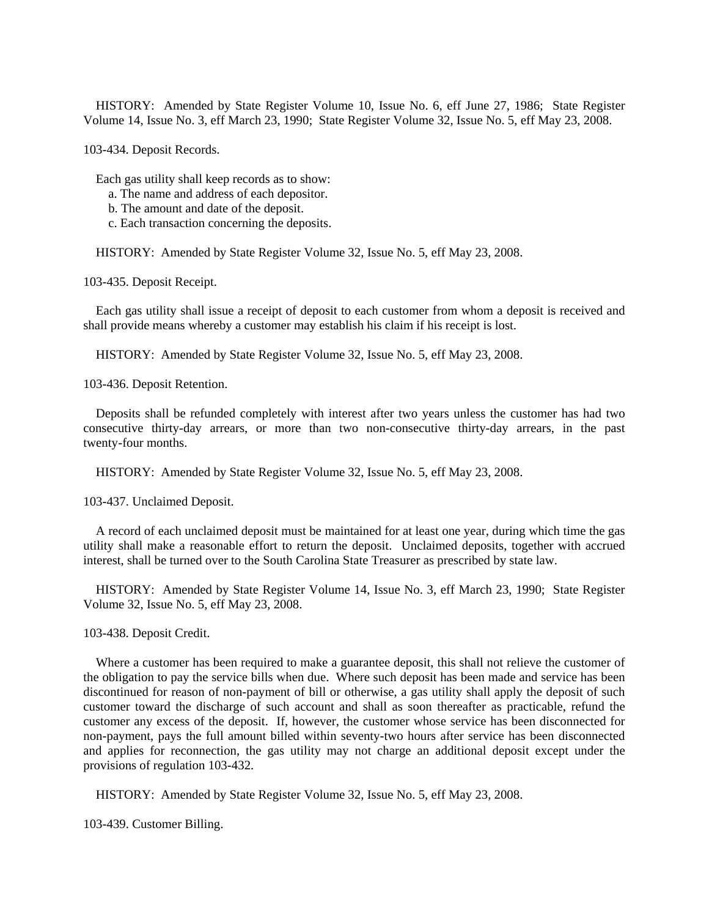HISTORY: Amended by State Register Volume 10, Issue No. 6, eff June 27, 1986; State Register Volume 14, Issue No. 3, eff March 23, 1990; State Register Volume 32, Issue No. 5, eff May 23, 2008.

103-434. Deposit Records.

Each gas utility shall keep records as to show:

a. The name and address of each depositor.

b. The amount and date of the deposit.

c. Each transaction concerning the deposits.

HISTORY: Amended by State Register Volume 32, Issue No. 5, eff May 23, 2008.

103-435. Deposit Receipt.

Each gas utility shall issue a receipt of deposit to each customer from whom a deposit is received and shall provide means whereby a customer may establish his claim if his receipt is lost.

HISTORY: Amended by State Register Volume 32, Issue No. 5, eff May 23, 2008.

103-436. Deposit Retention.

Deposits shall be refunded completely with interest after two years unless the customer has had two consecutive thirty-day arrears, or more than two non-consecutive thirty-day arrears, in the past twenty-four months.

HISTORY: Amended by State Register Volume 32, Issue No. 5, eff May 23, 2008.

103-437. Unclaimed Deposit.

A record of each unclaimed deposit must be maintained for at least one year, during which time the gas utility shall make a reasonable effort to return the deposit. Unclaimed deposits, together with accrued interest, shall be turned over to the South Carolina State Treasurer as prescribed by state law.

HISTORY: Amended by State Register Volume 14, Issue No. 3, eff March 23, 1990; State Register Volume 32, Issue No. 5, eff May 23, 2008.

103-438. Deposit Credit.

Where a customer has been required to make a guarantee deposit, this shall not relieve the customer of the obligation to pay the service bills when due. Where such deposit has been made and service has been discontinued for reason of non-payment of bill or otherwise, a gas utility shall apply the deposit of such customer toward the discharge of such account and shall as soon thereafter as practicable, refund the customer any excess of the deposit. If, however, the customer whose service has been disconnected for non-payment, pays the full amount billed within seventy-two hours after service has been disconnected and applies for reconnection, the gas utility may not charge an additional deposit except under the provisions of regulation 103-432.

HISTORY: Amended by State Register Volume 32, Issue No. 5, eff May 23, 2008.

103-439. Customer Billing.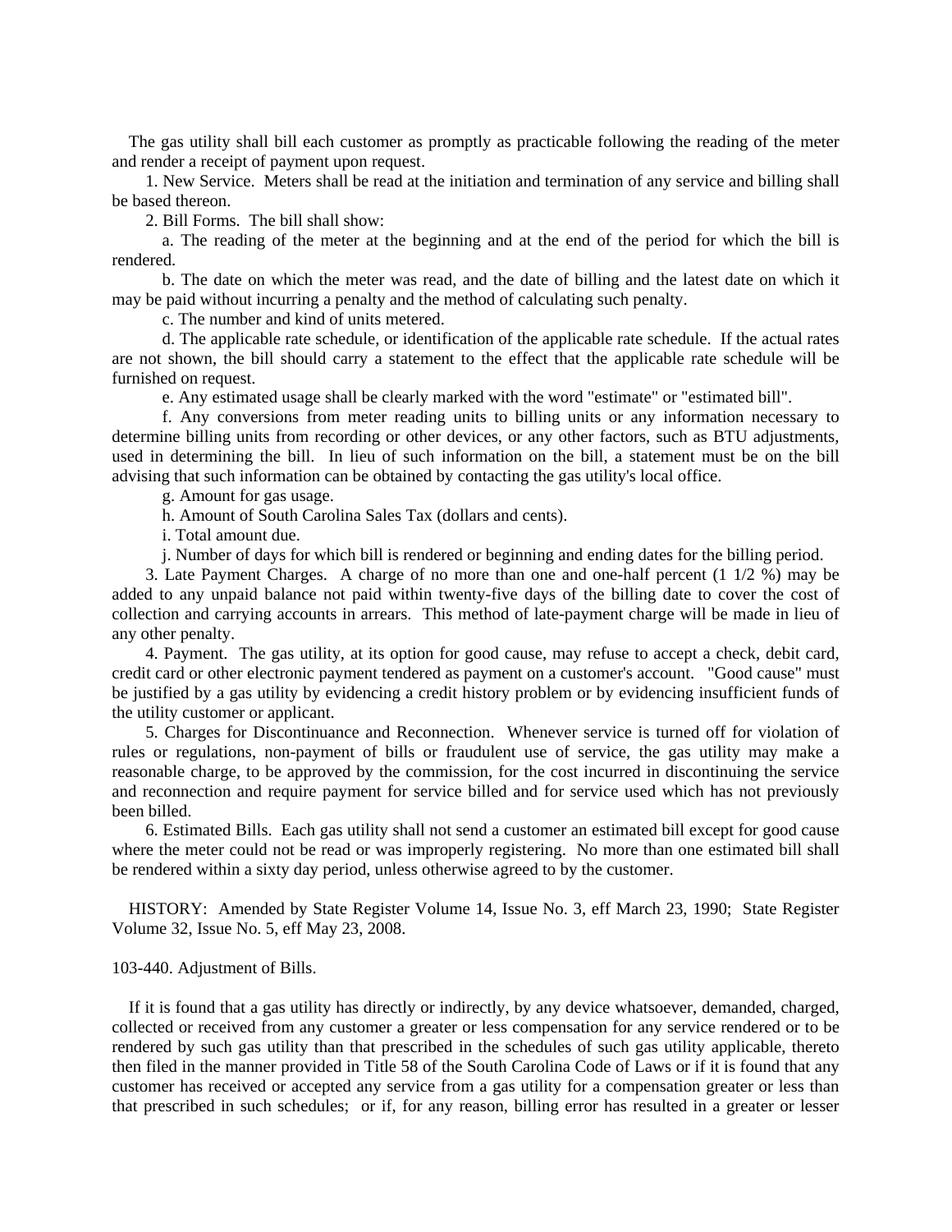The gas utility shall bill each customer as promptly as practicable following the reading of the meter and render a receipt of payment upon request.

1. New Service. Meters shall be read at the initiation and termination of any service and billing shall be based thereon.

2. Bill Forms. The bill shall show:

a. The reading of the meter at the beginning and at the end of the period for which the bill is rendered.

b. The date on which the meter was read, and the date of billing and the latest date on which it may be paid without incurring a penalty and the method of calculating such penalty.

c. The number and kind of units metered.

d. The applicable rate schedule, or identification of the applicable rate schedule. If the actual rates are not shown, the bill should carry a statement to the effect that the applicable rate schedule will be furnished on request.

e. Any estimated usage shall be clearly marked with the word "estimate" or "estimated bill".

f. Any conversions from meter reading units to billing units or any information necessary to determine billing units from recording or other devices, or any other factors, such as BTU adjustments, used in determining the bill. In lieu of such information on the bill, a statement must be on the bill advising that such information can be obtained by contacting the gas utility's local office.

g. Amount for gas usage.

h. Amount of South Carolina Sales Tax (dollars and cents).

i. Total amount due.

j. Number of days for which bill is rendered or beginning and ending dates for the billing period.

3. Late Payment Charges. A charge of no more than one and one-half percent (1 1/2 %) may be added to any unpaid balance not paid within twenty-five days of the billing date to cover the cost of collection and carrying accounts in arrears. This method of late-payment charge will be made in lieu of any other penalty.

4. Payment. The gas utility, at its option for good cause, may refuse to accept a check, debit card, credit card or other electronic payment tendered as payment on a customer's account. "Good cause" must be justified by a gas utility by evidencing a credit history problem or by evidencing insufficient funds of the utility customer or applicant.

5. Charges for Discontinuance and Reconnection. Whenever service is turned off for violation of rules or regulations, non-payment of bills or fraudulent use of service, the gas utility may make a reasonable charge, to be approved by the commission, for the cost incurred in discontinuing the service and reconnection and require payment for service billed and for service used which has not previously been billed.

6. Estimated Bills. Each gas utility shall not send a customer an estimated bill except for good cause where the meter could not be read or was improperly registering. No more than one estimated bill shall be rendered within a sixty day period, unless otherwise agreed to by the customer.

HISTORY: Amended by State Register Volume 14, Issue No. 3, eff March 23, 1990; State Register Volume 32, Issue No. 5, eff May 23, 2008.

103-440. Adjustment of Bills.

If it is found that a gas utility has directly or indirectly, by any device whatsoever, demanded, charged, collected or received from any customer a greater or less compensation for any service rendered or to be rendered by such gas utility than that prescribed in the schedules of such gas utility applicable, thereto then filed in the manner provided in Title 58 of the South Carolina Code of Laws or if it is found that any customer has received or accepted any service from a gas utility for a compensation greater or less than that prescribed in such schedules; or if, for any reason, billing error has resulted in a greater or lesser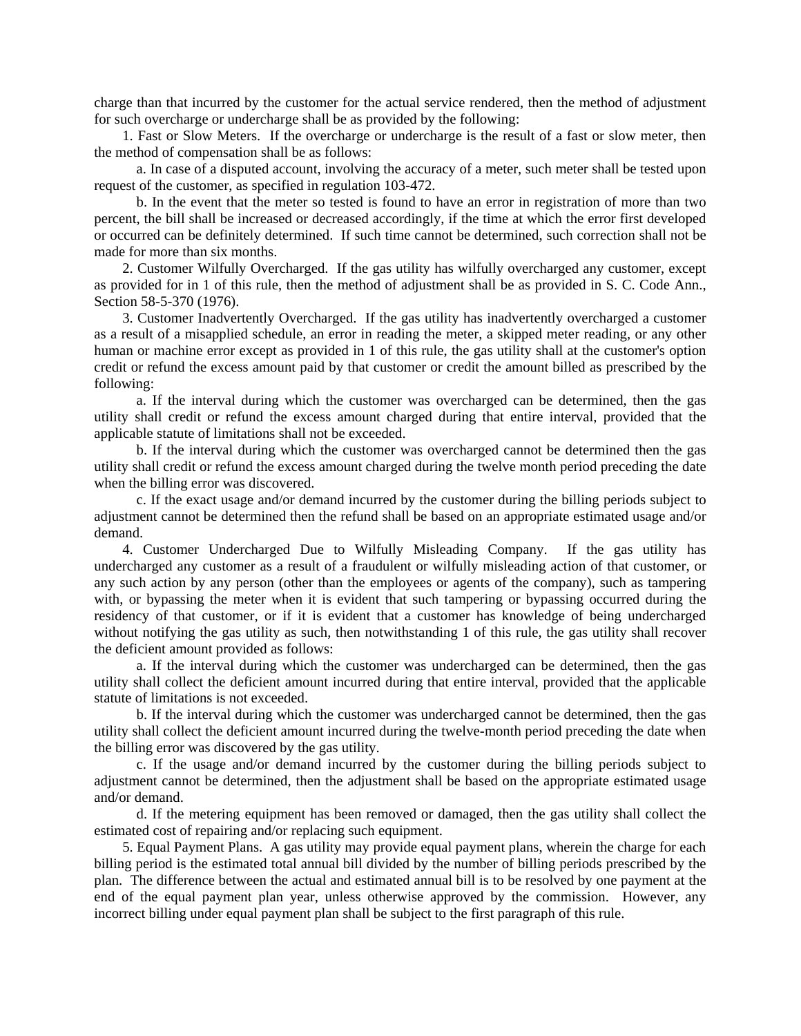charge than that incurred by the customer for the actual service rendered, then the method of adjustment for such overcharge or undercharge shall be as provided by the following:

1. Fast or Slow Meters. If the overcharge or undercharge is the result of a fast or slow meter, then the method of compensation shall be as follows:

   a. In case of a disputed account, involving the accuracy of a meter, such meter shall be tested upon request of the customer, as specified in regulation 103-472.

   b. In the event that the meter so tested is found to have an error in registration of more than two percent, the bill shall be increased or decreased accordingly, if the time at which the error first developed or occurred can be definitely determined. If such time cannot be determined, such correction shall not be made for more than six months.

2. Customer Wilfully Overcharged. If the gas utility has wilfully overcharged any customer, except as provided for in 1 of this rule, then the method of adjustment shall be as provided in S. C. Code Ann., Section 58-5-370 (1976).

3. Customer Inadvertently Overcharged. If the gas utility has inadvertently overcharged a customer as a result of a misapplied schedule, an error in reading the meter, a skipped meter reading, or any other human or machine error except as provided in 1 of this rule, the gas utility shall at the customer's option credit or refund the excess amount paid by that customer or credit the amount billed as prescribed by the following:

   a. If the interval during which the customer was overcharged can be determined, then the gas utility shall credit or refund the excess amount charged during that entire interval, provided that the applicable statute of limitations shall not be exceeded.

   b. If the interval during which the customer was overcharged cannot be determined then the gas utility shall credit or refund the excess amount charged during the twelve month period preceding the date when the billing error was discovered.

   c. If the exact usage and/or demand incurred by the customer during the billing periods subject to adjustment cannot be determined then the refund shall be based on an appropriate estimated usage and/or demand.

4. Customer Undercharged Due to Wilfully Misleading Company. If the gas utility has undercharged any customer as a result of a fraudulent or wilfully misleading action of that customer, or any such action by any person (other than the employees or agents of the company), such as tampering with, or bypassing the meter when it is evident that such tampering or bypassing occurred during the residency of that customer, or if it is evident that a customer has knowledge of being undercharged without notifying the gas utility as such, then notwithstanding 1 of this rule, the gas utility shall recover the deficient amount provided as follows:

   a. If the interval during which the customer was undercharged can be determined, then the gas utility shall collect the deficient amount incurred during that entire interval, provided that the applicable statute of limitations is not exceeded.

   b. If the interval during which the customer was undercharged cannot be determined, then the gas utility shall collect the deficient amount incurred during the twelve-month period preceding the date when the billing error was discovered by the gas utility.

   c. If the usage and/or demand incurred by the customer during the billing periods subject to adjustment cannot be determined, then the adjustment shall be based on the appropriate estimated usage and/or demand.

   d. If the metering equipment has been removed or damaged, then the gas utility shall collect the estimated cost of repairing and/or replacing such equipment.

5. Equal Payment Plans. A gas utility may provide equal payment plans, wherein the charge for each billing period is the estimated total annual bill divided by the number of billing periods prescribed by the plan. The difference between the actual and estimated annual bill is to be resolved by one payment at the end of the equal payment plan year, unless otherwise approved by the commission. However, any incorrect billing under equal payment plan shall be subject to the first paragraph of this rule.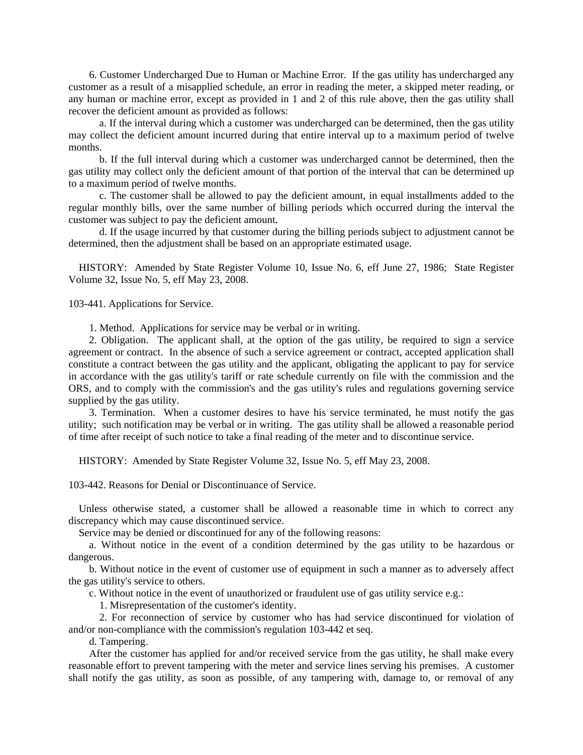6. Customer Undercharged Due to Human or Machine Error. If the gas utility has undercharged any customer as a result of a misapplied schedule, an error in reading the meter, a skipped meter reading, or any human or machine error, except as provided in 1 and 2 of this rule above, then the gas utility shall recover the deficient amount as provided as follows:

a. If the interval during which a customer was undercharged can be determined, then the gas utility may collect the deficient amount incurred during that entire interval up to a maximum period of twelve months.

b. If the full interval during which a customer was undercharged cannot be determined, then the gas utility may collect only the deficient amount of that portion of the interval that can be determined up to a maximum period of twelve months.

c. The customer shall be allowed to pay the deficient amount, in equal installments added to the regular monthly bills, over the same number of billing periods which occurred during the interval the customer was subject to pay the deficient amount.

d. If the usage incurred by that customer during the billing periods subject to adjustment cannot be determined, then the adjustment shall be based on an appropriate estimated usage.

HISTORY: Amended by State Register Volume 10, Issue No. 6, eff June 27, 1986; State Register Volume 32, Issue No. 5, eff May 23, 2008.

103-441. Applications for Service.

1. Method. Applications for service may be verbal or in writing.

2. Obligation. The applicant shall, at the option of the gas utility, be required to sign a service agreement or contract. In the absence of such a service agreement or contract, accepted application shall constitute a contract between the gas utility and the applicant, obligating the applicant to pay for service in accordance with the gas utility's tariff or rate schedule currently on file with the commission and the ORS, and to comply with the commission's and the gas utility's rules and regulations governing service supplied by the gas utility.

3. Termination. When a customer desires to have his service terminated, he must notify the gas utility; such notification may be verbal or in writing. The gas utility shall be allowed a reasonable period of time after receipt of such notice to take a final reading of the meter and to discontinue service.

HISTORY: Amended by State Register Volume 32, Issue No. 5, eff May 23, 2008.

103-442. Reasons for Denial or Discontinuance of Service.

Unless otherwise stated, a customer shall be allowed a reasonable time in which to correct any discrepancy which may cause discontinued service.

Service may be denied or discontinued for any of the following reasons:

a. Without notice in the event of a condition determined by the gas utility to be hazardous or dangerous.

b. Without notice in the event of customer use of equipment in such a manner as to adversely affect the gas utility's service to others.

c. Without notice in the event of unauthorized or fraudulent use of gas utility service e.g.:

1. Misrepresentation of the customer's identity.

2. For reconnection of service by customer who has had service discontinued for violation of and/or non-compliance with the commission's regulation 103-442 et seq.

d. Tampering.

After the customer has applied for and/or received service from the gas utility, he shall make every reasonable effort to prevent tampering with the meter and service lines serving his premises. A customer shall notify the gas utility, as soon as possible, of any tampering with, damage to, or removal of any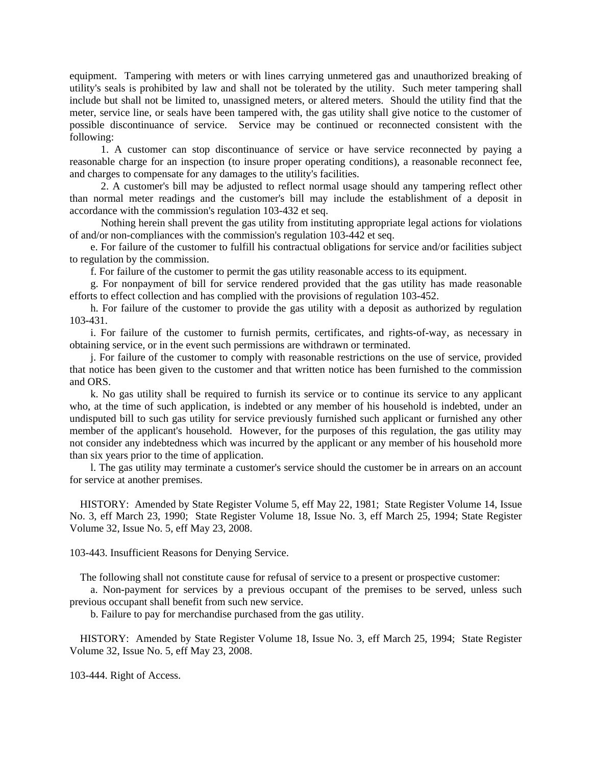equipment. Tampering with meters or with lines carrying unmetered gas and unauthorized breaking of utility's seals is prohibited by law and shall not be tolerated by the utility. Such meter tampering shall include but shall not be limited to, unassigned meters, or altered meters. Should the utility find that the meter, service line, or seals have been tampered with, the gas utility shall give notice to the customer of possible discontinuance of service. Service may be continued or reconnected consistent with the following:

1. A customer can stop discontinuance of service or have service reconnected by paying a reasonable charge for an inspection (to insure proper operating conditions), a reasonable reconnect fee, and charges to compensate for any damages to the utility's facilities.

2. A customer's bill may be adjusted to reflect normal usage should any tampering reflect other than normal meter readings and the customer's bill may include the establishment of a deposit in accordance with the commission's regulation 103-432 et seq.

Nothing herein shall prevent the gas utility from instituting appropriate legal actions for violations of and/or non-compliances with the commission's regulation 103-442 et seq.

e. For failure of the customer to fulfill his contractual obligations for service and/or facilities subject to regulation by the commission.

f. For failure of the customer to permit the gas utility reasonable access to its equipment.

g. For nonpayment of bill for service rendered provided that the gas utility has made reasonable efforts to effect collection and has complied with the provisions of regulation 103-452.

h. For failure of the customer to provide the gas utility with a deposit as authorized by regulation 103-431.

i. For failure of the customer to furnish permits, certificates, and rights-of-way, as necessary in obtaining service, or in the event such permissions are withdrawn or terminated.

j. For failure of the customer to comply with reasonable restrictions on the use of service, provided that notice has been given to the customer and that written notice has been furnished to the commission and ORS.

k. No gas utility shall be required to furnish its service or to continue its service to any applicant who, at the time of such application, is indebted or any member of his household is indebted, under an undisputed bill to such gas utility for service previously furnished such applicant or furnished any other member of the applicant's household. However, for the purposes of this regulation, the gas utility may not consider any indebtedness which was incurred by the applicant or any member of his household more than six years prior to the time of application.

l. The gas utility may terminate a customer's service should the customer be in arrears on an account for service at another premises.

HISTORY: Amended by State Register Volume 5, eff May 22, 1981; State Register Volume 14, Issue No. 3, eff March 23, 1990; State Register Volume 18, Issue No. 3, eff March 25, 1994; State Register Volume 32, Issue No. 5, eff May 23, 2008.

103-443. Insufficient Reasons for Denying Service.

The following shall not constitute cause for refusal of service to a present or prospective customer:

a. Non-payment for services by a previous occupant of the premises to be served, unless such previous occupant shall benefit from such new service.

b. Failure to pay for merchandise purchased from the gas utility.

HISTORY: Amended by State Register Volume 18, Issue No. 3, eff March 25, 1994; State Register Volume 32, Issue No. 5, eff May 23, 2008.

103-444. Right of Access.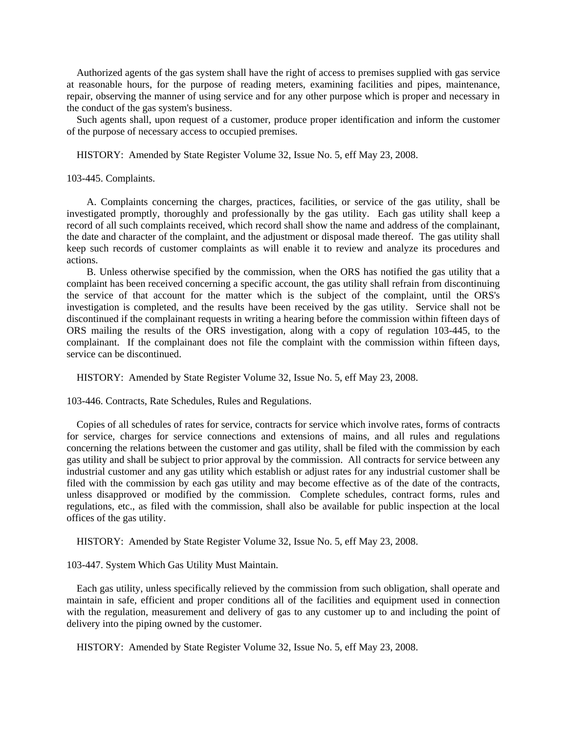Authorized agents of the gas system shall have the right of access to premises supplied with gas service at reasonable hours, for the purpose of reading meters, examining facilities and pipes, maintenance, repair, observing the manner of using service and for any other purpose which is proper and necessary in the conduct of the gas system's business.

Such agents shall, upon request of a customer, produce proper identification and inform the customer of the purpose of necessary access to occupied premises.

HISTORY: Amended by State Register Volume 32, Issue No. 5, eff May 23, 2008.

103-445. Complaints.

A. Complaints concerning the charges, practices, facilities, or service of the gas utility, shall be investigated promptly, thoroughly and professionally by the gas utility. Each gas utility shall keep a record of all such complaints received, which record shall show the name and address of the complainant, the date and character of the complaint, and the adjustment or disposal made thereof. The gas utility shall keep such records of customer complaints as will enable it to review and analyze its procedures and actions.

B. Unless otherwise specified by the commission, when the ORS has notified the gas utility that a complaint has been received concerning a specific account, the gas utility shall refrain from discontinuing the service of that account for the matter which is the subject of the complaint, until the ORS's investigation is completed, and the results have been received by the gas utility. Service shall not be discontinued if the complainant requests in writing a hearing before the commission within fifteen days of ORS mailing the results of the ORS investigation, along with a copy of regulation 103-445, to the complainant. If the complainant does not file the complaint with the commission within fifteen days, service can be discontinued.

HISTORY: Amended by State Register Volume 32, Issue No. 5, eff May 23, 2008.

103-446. Contracts, Rate Schedules, Rules and Regulations.

Copies of all schedules of rates for service, contracts for service which involve rates, forms of contracts for service, charges for service connections and extensions of mains, and all rules and regulations concerning the relations between the customer and gas utility, shall be filed with the commission by each gas utility and shall be subject to prior approval by the commission. All contracts for service between any industrial customer and any gas utility which establish or adjust rates for any industrial customer shall be filed with the commission by each gas utility and may become effective as of the date of the contracts, unless disapproved or modified by the commission. Complete schedules, contract forms, rules and regulations, etc., as filed with the commission, shall also be available for public inspection at the local offices of the gas utility.

HISTORY: Amended by State Register Volume 32, Issue No. 5, eff May 23, 2008.

103-447. System Which Gas Utility Must Maintain.

Each gas utility, unless specifically relieved by the commission from such obligation, shall operate and maintain in safe, efficient and proper conditions all of the facilities and equipment used in connection with the regulation, measurement and delivery of gas to any customer up to and including the point of delivery into the piping owned by the customer.

HISTORY: Amended by State Register Volume 32, Issue No. 5, eff May 23, 2008.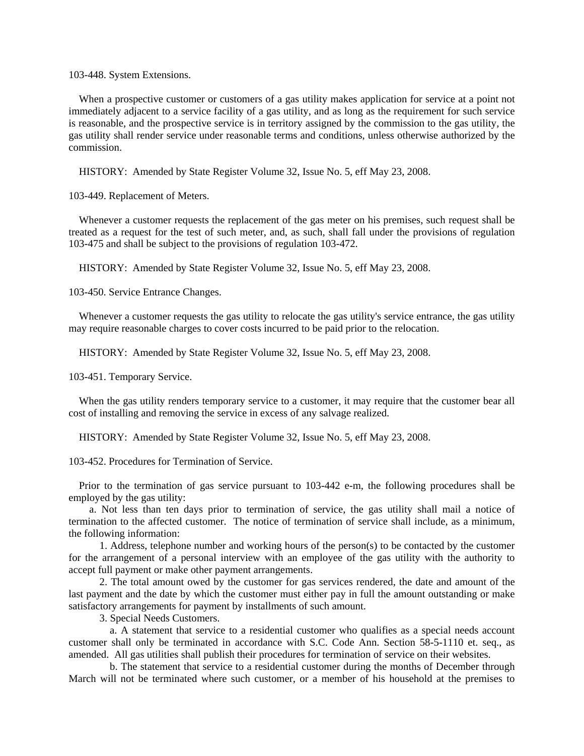103-448. System Extensions.

When a prospective customer or customers of a gas utility makes application for service at a point not immediately adjacent to a service facility of a gas utility, and as long as the requirement for such service is reasonable, and the prospective service is in territory assigned by the commission to the gas utility, the gas utility shall render service under reasonable terms and conditions, unless otherwise authorized by the commission.

HISTORY: Amended by State Register Volume 32, Issue No. 5, eff May 23, 2008.

103-449. Replacement of Meters.

Whenever a customer requests the replacement of the gas meter on his premises, such request shall be treated as a request for the test of such meter, and, as such, shall fall under the provisions of regulation 103-475 and shall be subject to the provisions of regulation 103-472.

HISTORY: Amended by State Register Volume 32, Issue No. 5, eff May 23, 2008.

103-450. Service Entrance Changes.

Whenever a customer requests the gas utility to relocate the gas utility's service entrance, the gas utility may require reasonable charges to cover costs incurred to be paid prior to the relocation.

HISTORY: Amended by State Register Volume 32, Issue No. 5, eff May 23, 2008.

103-451. Temporary Service.

When the gas utility renders temporary service to a customer, it may require that the customer bear all cost of installing and removing the service in excess of any salvage realized.

HISTORY: Amended by State Register Volume 32, Issue No. 5, eff May 23, 2008.

103-452. Procedures for Termination of Service.

Prior to the termination of gas service pursuant to 103-442 e-m, the following procedures shall be employed by the gas utility:

a. Not less than ten days prior to termination of service, the gas utility shall mail a notice of termination to the affected customer. The notice of termination of service shall include, as a minimum, the following information:

1. Address, telephone number and working hours of the person(s) to be contacted by the customer for the arrangement of a personal interview with an employee of the gas utility with the authority to accept full payment or make other payment arrangements.

2. The total amount owed by the customer for gas services rendered, the date and amount of the last payment and the date by which the customer must either pay in full the amount outstanding or make satisfactory arrangements for payment by installments of such amount.

3. Special Needs Customers.

a. A statement that service to a residential customer who qualifies as a special needs account customer shall only be terminated in accordance with S.C. Code Ann. Section 58-5-1110 et. seq., as amended. All gas utilities shall publish their procedures for termination of service on their websites.

b. The statement that service to a residential customer during the months of December through March will not be terminated where such customer, or a member of his household at the premises to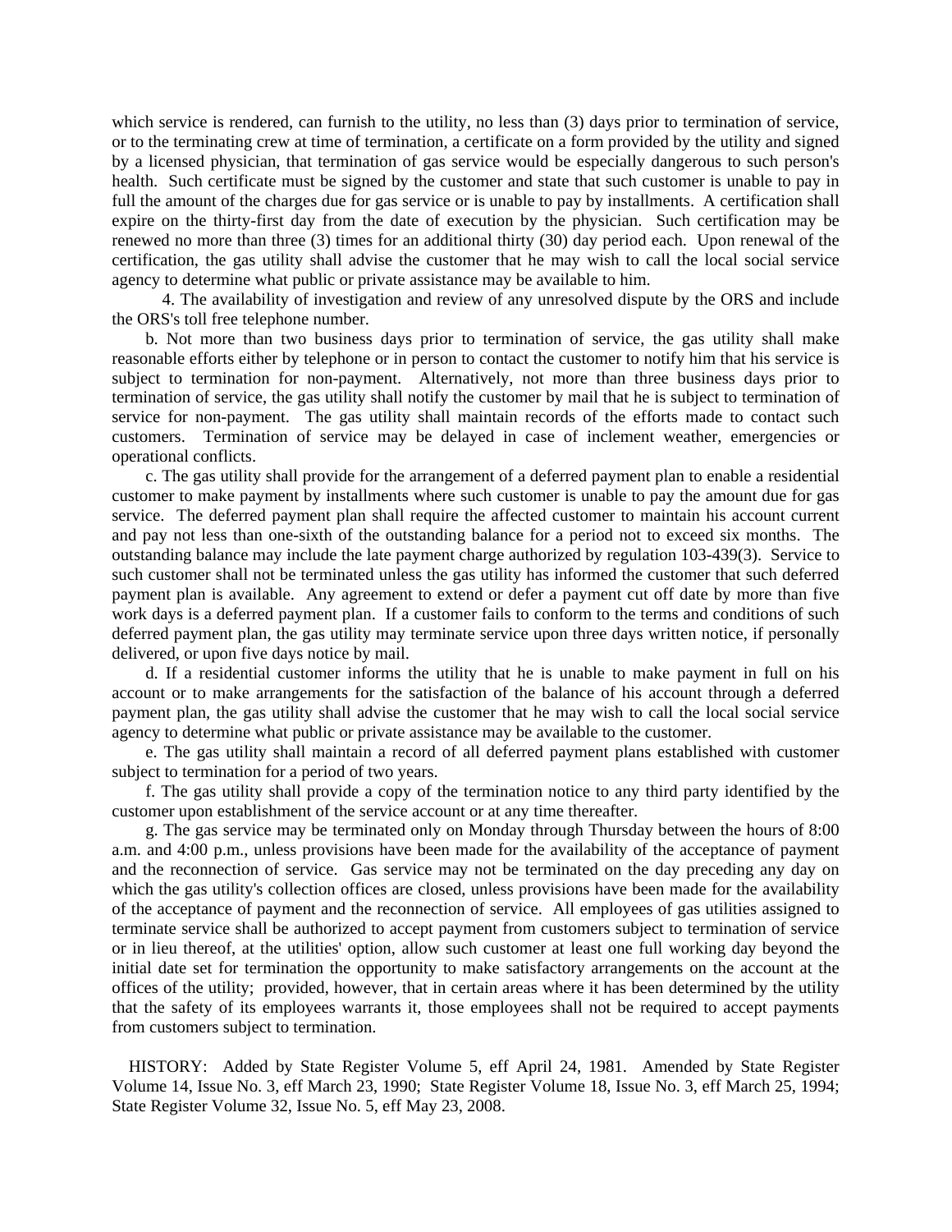which service is rendered, can furnish to the utility, no less than (3) days prior to termination of service, or to the terminating crew at time of termination, a certificate on a form provided by the utility and signed by a licensed physician, that termination of gas service would be especially dangerous to such person's health. Such certificate must be signed by the customer and state that such customer is unable to pay in full the amount of the charges due for gas service or is unable to pay by installments. A certification shall expire on the thirty-first day from the date of execution by the physician. Such certification may be renewed no more than three (3) times for an additional thirty (30) day period each. Upon renewal of the certification, the gas utility shall advise the customer that he may wish to call the local social service agency to determine what public or private assistance may be available to him.

4. The availability of investigation and review of any unresolved dispute by the ORS and include the ORS's toll free telephone number.

b. Not more than two business days prior to termination of service, the gas utility shall make reasonable efforts either by telephone or in person to contact the customer to notify him that his service is subject to termination for non-payment. Alternatively, not more than three business days prior to termination of service, the gas utility shall notify the customer by mail that he is subject to termination of service for non-payment. The gas utility shall maintain records of the efforts made to contact such customers. Termination of service may be delayed in case of inclement weather, emergencies or operational conflicts.

c. The gas utility shall provide for the arrangement of a deferred payment plan to enable a residential customer to make payment by installments where such customer is unable to pay the amount due for gas service. The deferred payment plan shall require the affected customer to maintain his account current and pay not less than one-sixth of the outstanding balance for a period not to exceed six months. The outstanding balance may include the late payment charge authorized by regulation 103-439(3). Service to such customer shall not be terminated unless the gas utility has informed the customer that such deferred payment plan is available. Any agreement to extend or defer a payment cut off date by more than five work days is a deferred payment plan. If a customer fails to conform to the terms and conditions of such deferred payment plan, the gas utility may terminate service upon three days written notice, if personally delivered, or upon five days notice by mail.

d. If a residential customer informs the utility that he is unable to make payment in full on his account or to make arrangements for the satisfaction of the balance of his account through a deferred payment plan, the gas utility shall advise the customer that he may wish to call the local social service agency to determine what public or private assistance may be available to the customer.

e. The gas utility shall maintain a record of all deferred payment plans established with customer subject to termination for a period of two years.

f. The gas utility shall provide a copy of the termination notice to any third party identified by the customer upon establishment of the service account or at any time thereafter.

g. The gas service may be terminated only on Monday through Thursday between the hours of 8:00 a.m. and 4:00 p.m., unless provisions have been made for the availability of the acceptance of payment and the reconnection of service. Gas service may not be terminated on the day preceding any day on which the gas utility's collection offices are closed, unless provisions have been made for the availability of the acceptance of payment and the reconnection of service. All employees of gas utilities assigned to terminate service shall be authorized to accept payment from customers subject to termination of service or in lieu thereof, at the utilities' option, allow such customer at least one full working day beyond the initial date set for termination the opportunity to make satisfactory arrangements on the account at the offices of the utility; provided, however, that in certain areas where it has been determined by the utility that the safety of its employees warrants it, those employees shall not be required to accept payments from customers subject to termination.

HISTORY: Added by State Register Volume 5, eff April 24, 1981. Amended by State Register Volume 14, Issue No. 3, eff March 23, 1990; State Register Volume 18, Issue No. 3, eff March 25, 1994; State Register Volume 32, Issue No. 5, eff May 23, 2008.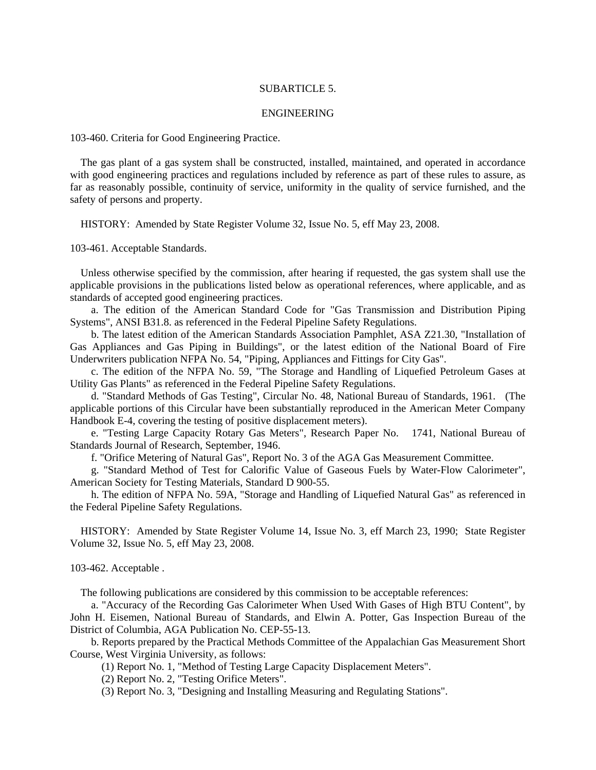SUBARTICLE 5.

ENGINEERING

103-460. Criteria for Good Engineering Practice.

The gas plant of a gas system shall be constructed, installed, maintained, and operated in accordance with good engineering practices and regulations included by reference as part of these rules to assure, as far as reasonably possible, continuity of service, uniformity in the quality of service furnished, and the safety of persons and property.

HISTORY: Amended by State Register Volume 32, Issue No. 5, eff May 23, 2008.

103-461. Acceptable Standards.

Unless otherwise specified by the commission, after hearing if requested, the gas system shall use the applicable provisions in the publications listed below as operational references, where applicable, and as standards of accepted good engineering practices.

a. The edition of the American Standard Code for "Gas Transmission and Distribution Piping Systems", ANSI B31.8. as referenced in the Federal Pipeline Safety Regulations.

b. The latest edition of the American Standards Association Pamphlet, ASA Z21.30, "Installation of Gas Appliances and Gas Piping in Buildings", or the latest edition of the National Board of Fire Underwriters publication NFPA No. 54, "Piping, Appliances and Fittings for City Gas".

c. The edition of the NFPA No. 59, "The Storage and Handling of Liquefied Petroleum Gases at Utility Gas Plants" as referenced in the Federal Pipeline Safety Regulations.

d. "Standard Methods of Gas Testing", Circular No. 48, National Bureau of Standards, 1961. (The applicable portions of this Circular have been substantially reproduced in the American Meter Company Handbook E-4, covering the testing of positive displacement meters).

e. "Testing Large Capacity Rotary Gas Meters", Research Paper No. 1741, National Bureau of Standards Journal of Research, September, 1946.

f. "Orifice Metering of Natural Gas", Report No. 3 of the AGA Gas Measurement Committee.

g. "Standard Method of Test for Calorific Value of Gaseous Fuels by Water-Flow Calorimeter", American Society for Testing Materials, Standard D 900-55.

h. The edition of NFPA No. 59A, "Storage and Handling of Liquefied Natural Gas" as referenced in the Federal Pipeline Safety Regulations.

HISTORY: Amended by State Register Volume 14, Issue No. 3, eff March 23, 1990; State Register Volume 32, Issue No. 5, eff May 23, 2008.

103-462. Acceptable .

The following publications are considered by this commission to be acceptable references:

a. "Accuracy of the Recording Gas Calorimeter When Used With Gases of High BTU Content", by John H. Eisemen, National Bureau of Standards, and Elwin A. Potter, Gas Inspection Bureau of the District of Columbia, AGA Publication No. CEP-55-13.

b. Reports prepared by the Practical Methods Committee of the Appalachian Gas Measurement Short Course, West Virginia University, as follows:

(1) Report No. 1, "Method of Testing Large Capacity Displacement Meters".

(2) Report No. 2, "Testing Orifice Meters".

(3) Report No. 3, "Designing and Installing Measuring and Regulating Stations".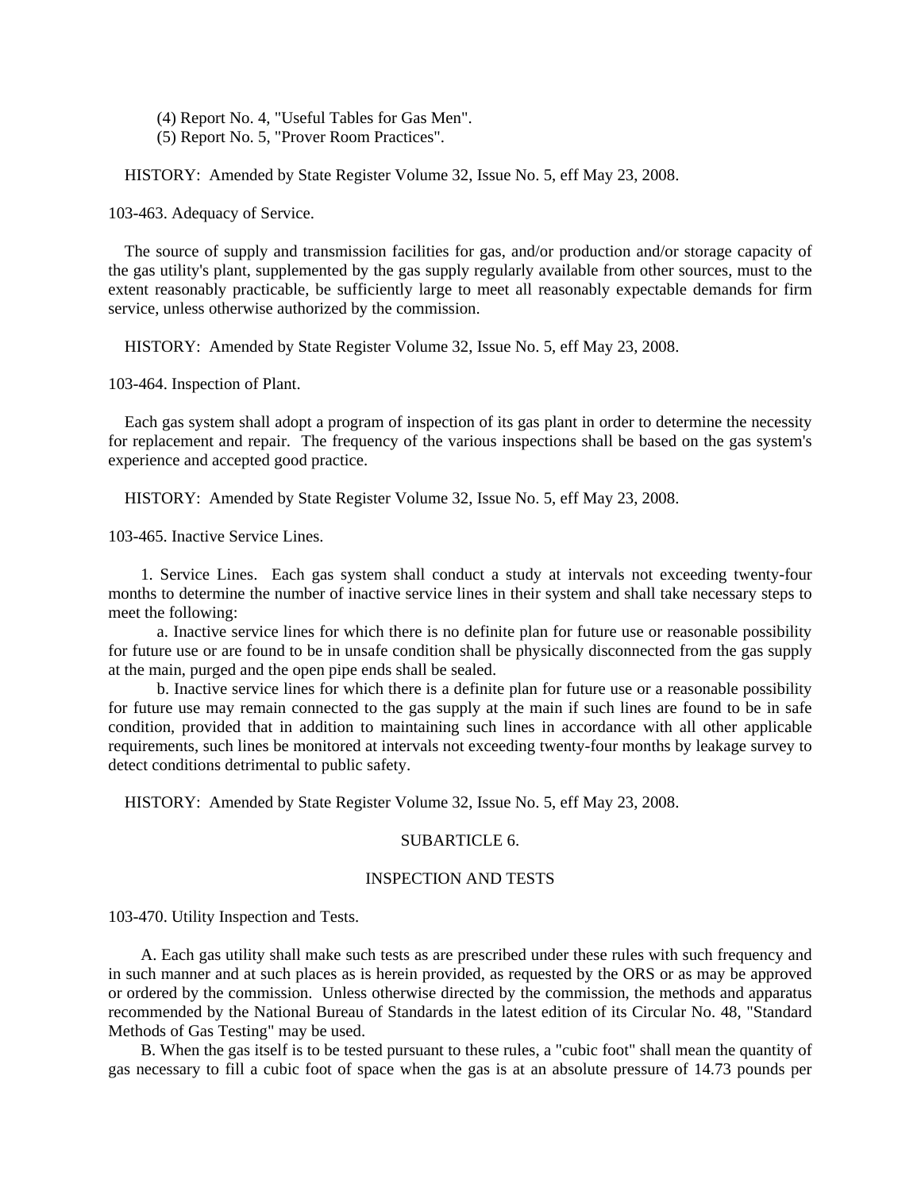(4) Report No. 4, "Useful Tables for Gas Men".

(5) Report No. 5, "Prover Room Practices".

HISTORY: Amended by State Register Volume 32, Issue No. 5, eff May 23, 2008.

103-463. Adequacy of Service.

The source of supply and transmission facilities for gas, and/or production and/or storage capacity of the gas utility's plant, supplemented by the gas supply regularly available from other sources, must to the extent reasonably practicable, be sufficiently large to meet all reasonably expectable demands for firm service, unless otherwise authorized by the commission.

HISTORY: Amended by State Register Volume 32, Issue No. 5, eff May 23, 2008.

103-464. Inspection of Plant.

Each gas system shall adopt a program of inspection of its gas plant in order to determine the necessity for replacement and repair. The frequency of the various inspections shall be based on the gas system's experience and accepted good practice.

HISTORY: Amended by State Register Volume 32, Issue No. 5, eff May 23, 2008.

103-465. Inactive Service Lines.

1. Service Lines. Each gas system shall conduct a study at intervals not exceeding twenty-four months to determine the number of inactive service lines in their system and shall take necessary steps to meet the following:

a. Inactive service lines for which there is no definite plan for future use or reasonable possibility for future use or are found to be in unsafe condition shall be physically disconnected from the gas supply at the main, purged and the open pipe ends shall be sealed.

b. Inactive service lines for which there is a definite plan for future use or a reasonable possibility for future use may remain connected to the gas supply at the main if such lines are found to be in safe condition, provided that in addition to maintaining such lines in accordance with all other applicable requirements, such lines be monitored at intervals not exceeding twenty-four months by leakage survey to detect conditions detrimental to public safety.

HISTORY: Amended by State Register Volume 32, Issue No. 5, eff May 23, 2008.

SUBARTICLE 6.

INSPECTION AND TESTS

103-470. Utility Inspection and Tests.

A. Each gas utility shall make such tests as are prescribed under these rules with such frequency and in such manner and at such places as is herein provided, as requested by the ORS or as may be approved or ordered by the commission. Unless otherwise directed by the commission, the methods and apparatus recommended by the National Bureau of Standards in the latest edition of its Circular No. 48, "Standard Methods of Gas Testing" may be used.

B. When the gas itself is to be tested pursuant to these rules, a "cubic foot" shall mean the quantity of gas necessary to fill a cubic foot of space when the gas is at an absolute pressure of 14.73 pounds per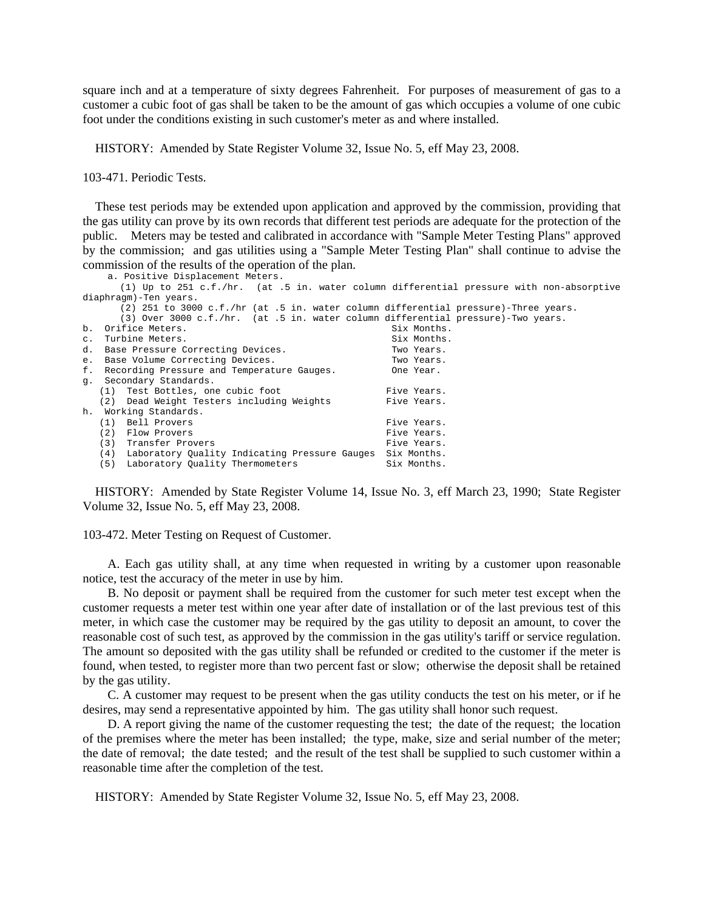square inch and at a temperature of sixty degrees Fahrenheit. For purposes of measurement of gas to a customer a cubic foot of gas shall be taken to be the amount of gas which occupies a volume of one cubic foot under the conditions existing in such customer's meter as and where installed.

HISTORY: Amended by State Register Volume 32, Issue No. 5, eff May 23, 2008.

103-471. Periodic Tests.

These test periods may be extended upon application and approved by the commission, providing that the gas utility can prove by its own records that different test periods are adequate for the protection of the public. Meters may be tested and calibrated in accordance with "Sample Meter Testing Plans" approved by the commission; and gas utilities using a "Sample Meter Testing Plan" shall continue to advise the commission of the results of the operation of the plan.

```
     a. Positive Displacement Meters.
       (1) Up to 251 c.f./hr.  (at .5 in. water column differential pressure with non-absorptive
diaphragm)-Ten years.
       (2) 251 to 3000 c.f./hr (at .5 in. water column differential pressure)-Three years.
       (3) Over 3000 c.f./hr.  (at .5 in. water column differential pressure)-Two years.
b.  Orifice Meters.                                      Six Months.
c.  Turbine Meters.                                      Six Months.
d.  Base Pressure Correcting Devices.                    Two Years.
e.  Base Volume Correcting Devices.                      Two Years.
f.  Recording Pressure and Temperature Gauges.           One Year.
g.  Secondary Standards.
   (1)  Test Bottles, one cubic foot                    Five Years.
   (2)  Dead Weight Testers including Weights           Five Years.
h.  Working Standards.
   (1)  Bell Provers                                    Five Years.
   (2)  Flow Provers                                    Five Years.
   (3)  Transfer Provers                                Five Years.
   (4)  Laboratory Quality Indicating Pressure Gauges  Six Months.
   (5)  Laboratory Quality Thermometers                 Six Months.
```

HISTORY: Amended by State Register Volume 14, Issue No. 3, eff March 23, 1990; State Register Volume 32, Issue No. 5, eff May 23, 2008.

103-472. Meter Testing on Request of Customer.

A. Each gas utility shall, at any time when requested in writing by a customer upon reasonable notice, test the accuracy of the meter in use by him.

B. No deposit or payment shall be required from the customer for such meter test except when the customer requests a meter test within one year after date of installation or of the last previous test of this meter, in which case the customer may be required by the gas utility to deposit an amount, to cover the reasonable cost of such test, as approved by the commission in the gas utility's tariff or service regulation. The amount so deposited with the gas utility shall be refunded or credited to the customer if the meter is found, when tested, to register more than two percent fast or slow; otherwise the deposit shall be retained by the gas utility.

C. A customer may request to be present when the gas utility conducts the test on his meter, or if he desires, may send a representative appointed by him. The gas utility shall honor such request.

D. A report giving the name of the customer requesting the test; the date of the request; the location of the premises where the meter has been installed; the type, make, size and serial number of the meter; the date of removal; the date tested; and the result of the test shall be supplied to such customer within a reasonable time after the completion of the test.

HISTORY: Amended by State Register Volume 32, Issue No. 5, eff May 23, 2008.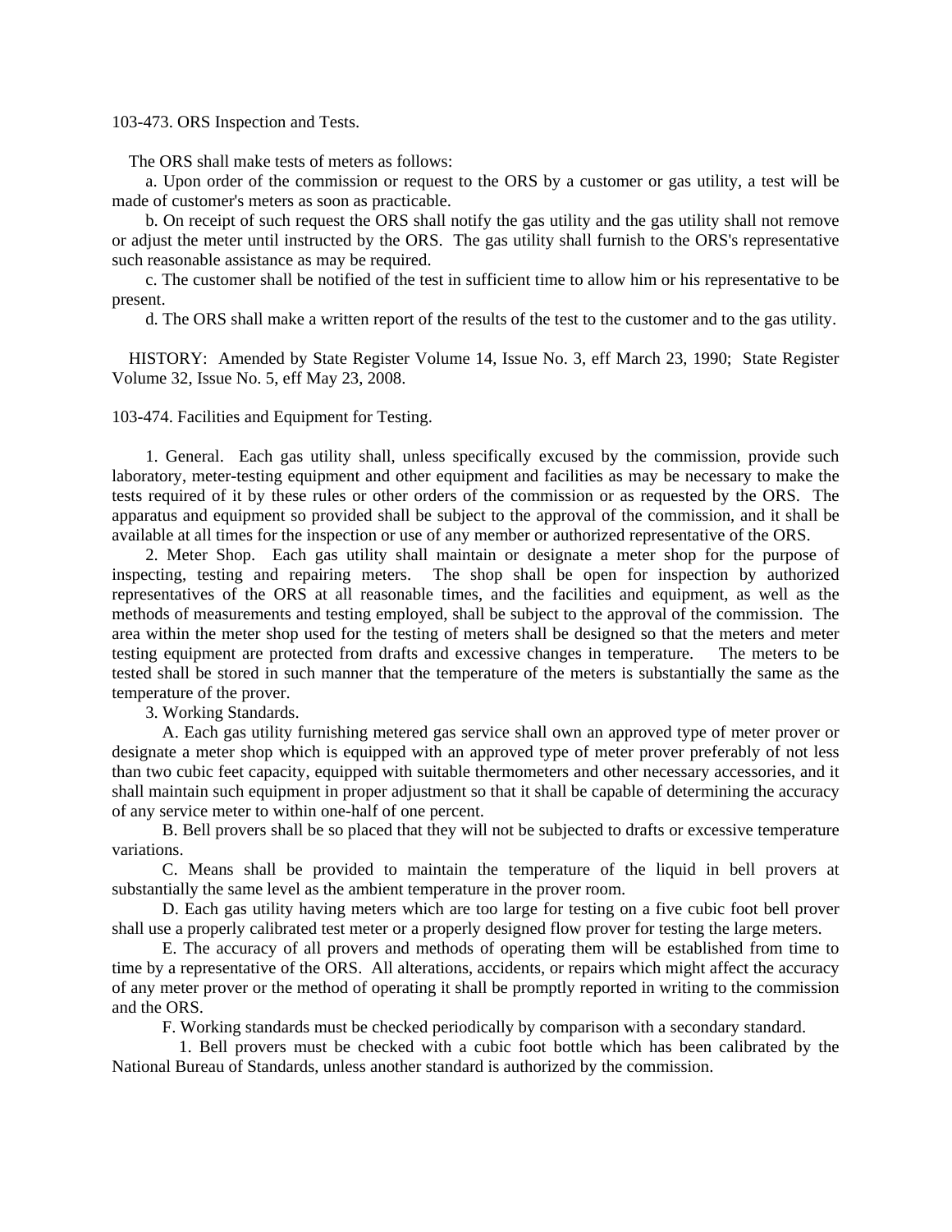103-473. ORS Inspection and Tests.

The ORS shall make tests of meters as follows:

a. Upon order of the commission or request to the ORS by a customer or gas utility, a test will be made of customer's meters as soon as practicable.

b. On receipt of such request the ORS shall notify the gas utility and the gas utility shall not remove or adjust the meter until instructed by the ORS. The gas utility shall furnish to the ORS's representative such reasonable assistance as may be required.

c. The customer shall be notified of the test in sufficient time to allow him or his representative to be present.

d. The ORS shall make a written report of the results of the test to the customer and to the gas utility.

HISTORY: Amended by State Register Volume 14, Issue No. 3, eff March 23, 1990; State Register Volume 32, Issue No. 5, eff May 23, 2008.

103-474. Facilities and Equipment for Testing.

1. General. Each gas utility shall, unless specifically excused by the commission, provide such laboratory, meter-testing equipment and other equipment and facilities as may be necessary to make the tests required of it by these rules or other orders of the commission or as requested by the ORS. The apparatus and equipment so provided shall be subject to the approval of the commission, and it shall be available at all times for the inspection or use of any member or authorized representative of the ORS.

2. Meter Shop. Each gas utility shall maintain or designate a meter shop for the purpose of inspecting, testing and repairing meters. The shop shall be open for inspection by authorized representatives of the ORS at all reasonable times, and the facilities and equipment, as well as the methods of measurements and testing employed, shall be subject to the approval of the commission. The area within the meter shop used for the testing of meters shall be designed so that the meters and meter testing equipment are protected from drafts and excessive changes in temperature. The meters to be tested shall be stored in such manner that the temperature of the meters is substantially the same as the temperature of the prover.

3. Working Standards.

A. Each gas utility furnishing metered gas service shall own an approved type of meter prover or designate a meter shop which is equipped with an approved type of meter prover preferably of not less than two cubic feet capacity, equipped with suitable thermometers and other necessary accessories, and it shall maintain such equipment in proper adjustment so that it shall be capable of determining the accuracy of any service meter to within one-half of one percent.

B. Bell provers shall be so placed that they will not be subjected to drafts or excessive temperature variations.

C. Means shall be provided to maintain the temperature of the liquid in bell provers at substantially the same level as the ambient temperature in the prover room.

D. Each gas utility having meters which are too large for testing on a five cubic foot bell prover shall use a properly calibrated test meter or a properly designed flow prover for testing the large meters.

E. The accuracy of all provers and methods of operating them will be established from time to time by a representative of the ORS. All alterations, accidents, or repairs which might affect the accuracy of any meter prover or the method of operating it shall be promptly reported in writing to the commission and the ORS.

F. Working standards must be checked periodically by comparison with a secondary standard.

1. Bell provers must be checked with a cubic foot bottle which has been calibrated by the National Bureau of Standards, unless another standard is authorized by the commission.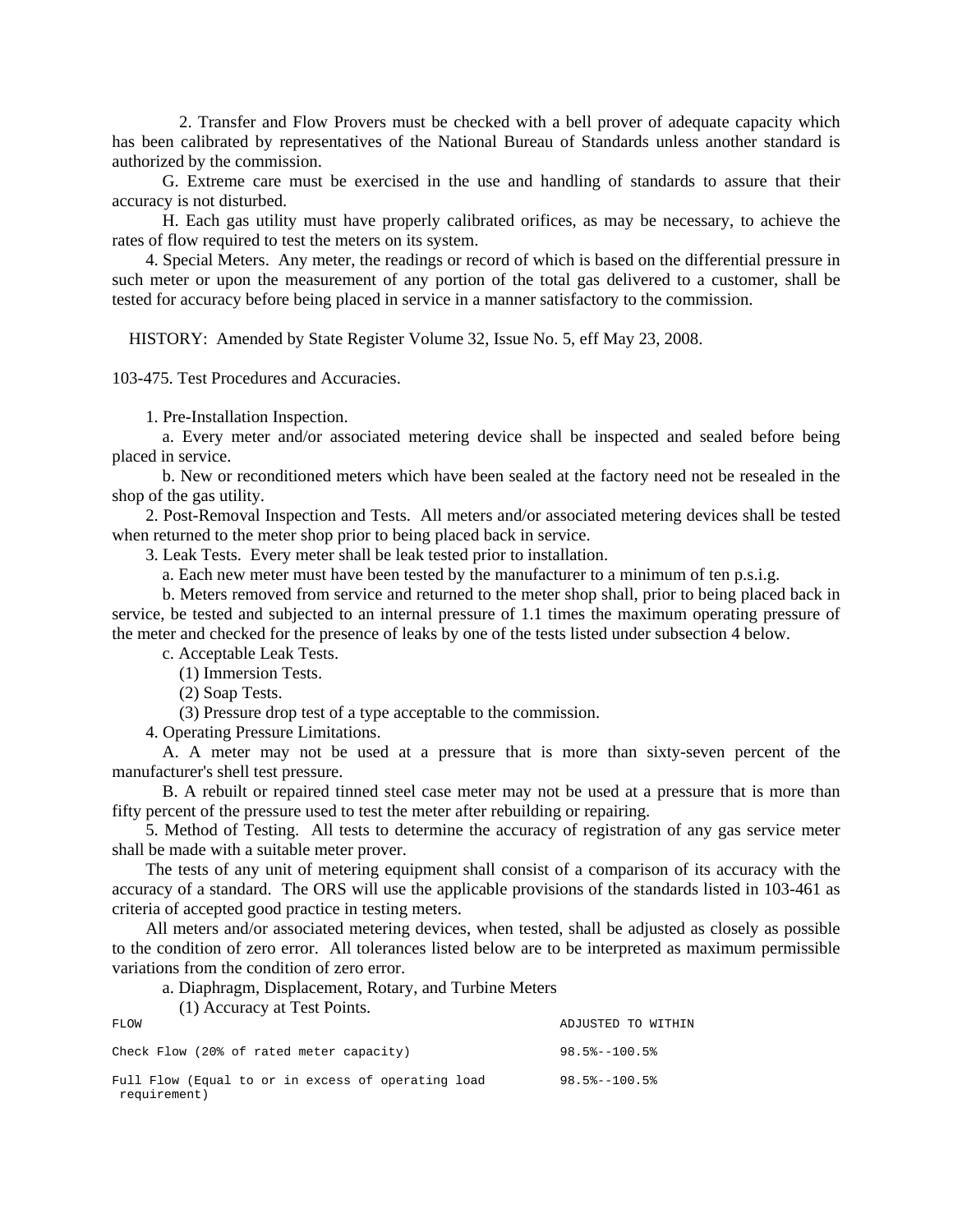2. Transfer and Flow Provers must be checked with a bell prover of adequate capacity which has been calibrated by representatives of the National Bureau of Standards unless another standard is authorized by the commission.

G. Extreme care must be exercised in the use and handling of standards to assure that their accuracy is not disturbed.

H. Each gas utility must have properly calibrated orifices, as may be necessary, to achieve the rates of flow required to test the meters on its system.

4. Special Meters. Any meter, the readings or record of which is based on the differential pressure in such meter or upon the measurement of any portion of the total gas delivered to a customer, shall be tested for accuracy before being placed in service in a manner satisfactory to the commission.

HISTORY: Amended by State Register Volume 32, Issue No. 5, eff May 23, 2008.

103-475. Test Procedures and Accuracies.

1. Pre-Installation Inspection.

a. Every meter and/or associated metering device shall be inspected and sealed before being placed in service.

b. New or reconditioned meters which have been sealed at the factory need not be resealed in the shop of the gas utility.

2. Post-Removal Inspection and Tests. All meters and/or associated metering devices shall be tested when returned to the meter shop prior to being placed back in service.

3. Leak Tests. Every meter shall be leak tested prior to installation.

a. Each new meter must have been tested by the manufacturer to a minimum of ten p.s.i.g.

b. Meters removed from service and returned to the meter shop shall, prior to being placed back in service, be tested and subjected to an internal pressure of 1.1 times the maximum operating pressure of the meter and checked for the presence of leaks by one of the tests listed under subsection 4 below.

c. Acceptable Leak Tests.

(1) Immersion Tests.

(2) Soap Tests.

(3) Pressure drop test of a type acceptable to the commission.

4. Operating Pressure Limitations.

A. A meter may not be used at a pressure that is more than sixty-seven percent of the manufacturer's shell test pressure.

B. A rebuilt or repaired tinned steel case meter may not be used at a pressure that is more than fifty percent of the pressure used to test the meter after rebuilding or repairing.

5. Method of Testing. All tests to determine the accuracy of registration of any gas service meter shall be made with a suitable meter prover.

The tests of any unit of metering equipment shall consist of a comparison of its accuracy with the accuracy of a standard. The ORS will use the applicable provisions of the standards listed in 103-461 as criteria of accepted good practice in testing meters.

All meters and/or associated metering devices, when tested, shall be adjusted as closely as possible to the condition of zero error. All tolerances listed below are to be interpreted as maximum permissible variations from the condition of zero error.

a. Diaphragm, Displacement, Rotary, and Turbine Meters

(1) Accuracy at Test Points.

| FLOW | ADJUSTED TO WITHIN |
|---|---|
| Check Flow (20% of rated meter capacity) | 98.5%--100.5% |
| Full Flow (Equal to or in excess of operating load requirement) | 98.5%--100.5% |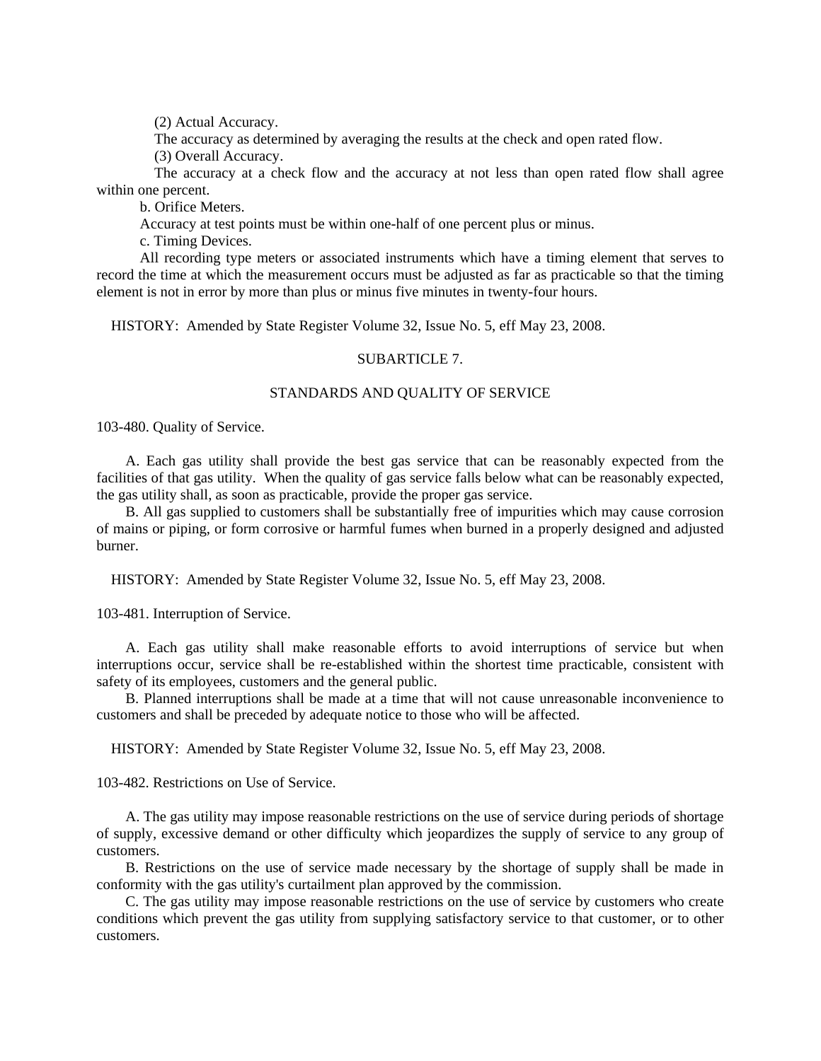(2) Actual Accuracy.

The accuracy as determined by averaging the results at the check and open rated flow.

(3) Overall Accuracy.

The accuracy at a check flow and the accuracy at not less than open rated flow shall agree within one percent.

b. Orifice Meters.

Accuracy at test points must be within one-half of one percent plus or minus.

c. Timing Devices.

All recording type meters or associated instruments which have a timing element that serves to record the time at which the measurement occurs must be adjusted as far as practicable so that the timing element is not in error by more than plus or minus five minutes in twenty-four hours.

HISTORY: Amended by State Register Volume 32, Issue No. 5, eff May 23, 2008.

## SUBARTICLE 7.

## STANDARDS AND QUALITY OF SERVICE

### 103-480. Quality of Service.

A. Each gas utility shall provide the best gas service that can be reasonably expected from the facilities of that gas utility. When the quality of gas service falls below what can be reasonably expected, the gas utility shall, as soon as practicable, provide the proper gas service.

B. All gas supplied to customers shall be substantially free of impurities which may cause corrosion of mains or piping, or form corrosive or harmful fumes when burned in a properly designed and adjusted burner.

HISTORY: Amended by State Register Volume 32, Issue No. 5, eff May 23, 2008.

### 103-481. Interruption of Service.

A. Each gas utility shall make reasonable efforts to avoid interruptions of service but when interruptions occur, service shall be re-established within the shortest time practicable, consistent with safety of its employees, customers and the general public.

B. Planned interruptions shall be made at a time that will not cause unreasonable inconvenience to customers and shall be preceded by adequate notice to those who will be affected.

HISTORY: Amended by State Register Volume 32, Issue No. 5, eff May 23, 2008.

### 103-482. Restrictions on Use of Service.

A. The gas utility may impose reasonable restrictions on the use of service during periods of shortage of supply, excessive demand or other difficulty which jeopardizes the supply of service to any group of customers.

B. Restrictions on the use of service made necessary by the shortage of supply shall be made in conformity with the gas utility's curtailment plan approved by the commission.

C. The gas utility may impose reasonable restrictions on the use of service by customers who create conditions which prevent the gas utility from supplying satisfactory service to that customer, or to other customers.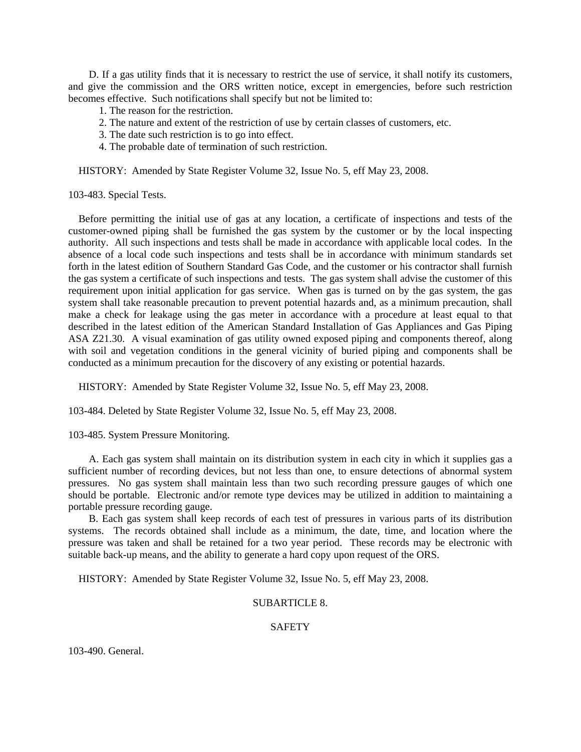D. If a gas utility finds that it is necessary to restrict the use of service, it shall notify its customers, and give the commission and the ORS written notice, except in emergencies, before such restriction becomes effective. Such notifications shall specify but not be limited to:

1. The reason for the restriction.
2. The nature and extent of the restriction of use by certain classes of customers, etc.
3. The date such restriction is to go into effect.
4. The probable date of termination of such restriction.

HISTORY: Amended by State Register Volume 32, Issue No. 5, eff May 23, 2008.

103-483. Special Tests.

Before permitting the initial use of gas at any location, a certificate of inspections and tests of the customer-owned piping shall be furnished the gas system by the customer or by the local inspecting authority. All such inspections and tests shall be made in accordance with applicable local codes. In the absence of a local code such inspections and tests shall be in accordance with minimum standards set forth in the latest edition of Southern Standard Gas Code, and the customer or his contractor shall furnish the gas system a certificate of such inspections and tests. The gas system shall advise the customer of this requirement upon initial application for gas service. When gas is turned on by the gas system, the gas system shall take reasonable precaution to prevent potential hazards and, as a minimum precaution, shall make a check for leakage using the gas meter in accordance with a procedure at least equal to that described in the latest edition of the American Standard Installation of Gas Appliances and Gas Piping ASA Z21.30. A visual examination of gas utility owned exposed piping and components thereof, along with soil and vegetation conditions in the general vicinity of buried piping and components shall be conducted as a minimum precaution for the discovery of any existing or potential hazards.

HISTORY: Amended by State Register Volume 32, Issue No. 5, eff May 23, 2008.

103-484. Deleted by State Register Volume 32, Issue No. 5, eff May 23, 2008.

103-485. System Pressure Monitoring.

A. Each gas system shall maintain on its distribution system in each city in which it supplies gas a sufficient number of recording devices, but not less than one, to ensure detections of abnormal system pressures. No gas system shall maintain less than two such recording pressure gauges of which one should be portable. Electronic and/or remote type devices may be utilized in addition to maintaining a portable pressure recording gauge.

B. Each gas system shall keep records of each test of pressures in various parts of its distribution systems. The records obtained shall include as a minimum, the date, time, and location where the pressure was taken and shall be retained for a two year period. These records may be electronic with suitable back-up means, and the ability to generate a hard copy upon request of the ORS.

HISTORY: Amended by State Register Volume 32, Issue No. 5, eff May 23, 2008.

## SUBARTICLE 8.

## SAFETY

103-490. General.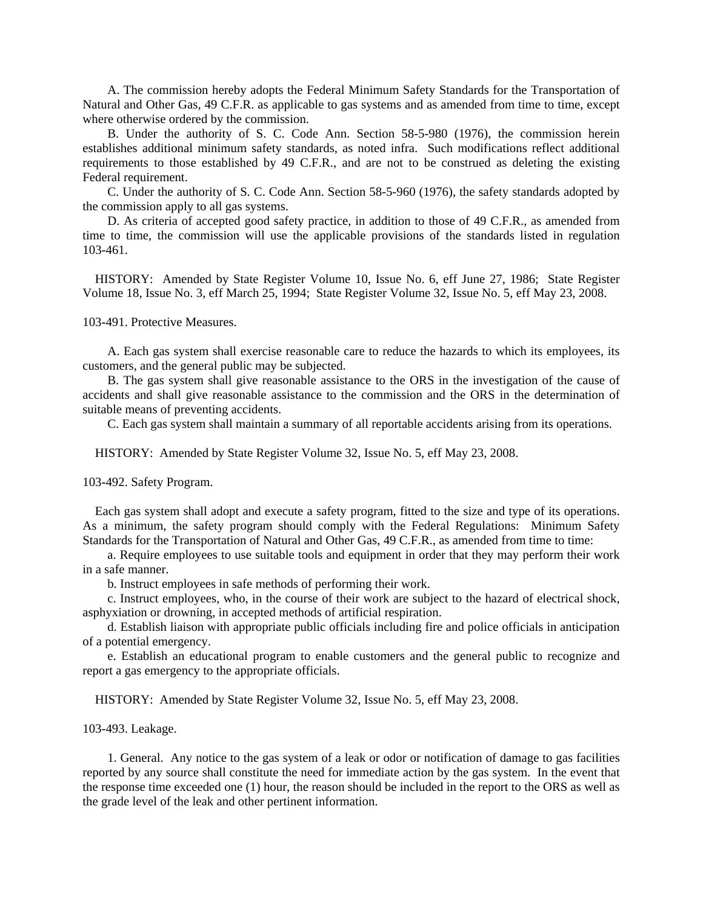A. The commission hereby adopts the Federal Minimum Safety Standards for the Transportation of Natural and Other Gas, 49 C.F.R. as applicable to gas systems and as amended from time to time, except where otherwise ordered by the commission.

B. Under the authority of S. C. Code Ann. Section 58-5-980 (1976), the commission herein establishes additional minimum safety standards, as noted infra. Such modifications reflect additional requirements to those established by 49 C.F.R., and are not to be construed as deleting the existing Federal requirement.

C. Under the authority of S. C. Code Ann. Section 58-5-960 (1976), the safety standards adopted by the commission apply to all gas systems.

D. As criteria of accepted good safety practice, in addition to those of 49 C.F.R., as amended from time to time, the commission will use the applicable provisions of the standards listed in regulation 103-461.

HISTORY: Amended by State Register Volume 10, Issue No. 6, eff June 27, 1986; State Register Volume 18, Issue No. 3, eff March 25, 1994; State Register Volume 32, Issue No. 5, eff May 23, 2008.

103-491. Protective Measures.

A. Each gas system shall exercise reasonable care to reduce the hazards to which its employees, its customers, and the general public may be subjected.

B. The gas system shall give reasonable assistance to the ORS in the investigation of the cause of accidents and shall give reasonable assistance to the commission and the ORS in the determination of suitable means of preventing accidents.

C. Each gas system shall maintain a summary of all reportable accidents arising from its operations.

HISTORY: Amended by State Register Volume 32, Issue No. 5, eff May 23, 2008.

103-492. Safety Program.

Each gas system shall adopt and execute a safety program, fitted to the size and type of its operations. As a minimum, the safety program should comply with the Federal Regulations: Minimum Safety Standards for the Transportation of Natural and Other Gas, 49 C.F.R., as amended from time to time:

a. Require employees to use suitable tools and equipment in order that they may perform their work in a safe manner.

b. Instruct employees in safe methods of performing their work.

c. Instruct employees, who, in the course of their work are subject to the hazard of electrical shock, asphyxiation or drowning, in accepted methods of artificial respiration.

d. Establish liaison with appropriate public officials including fire and police officials in anticipation of a potential emergency.

e. Establish an educational program to enable customers and the general public to recognize and report a gas emergency to the appropriate officials.

HISTORY: Amended by State Register Volume 32, Issue No. 5, eff May 23, 2008.

103-493. Leakage.

1. General. Any notice to the gas system of a leak or odor or notification of damage to gas facilities reported by any source shall constitute the need for immediate action by the gas system. In the event that the response time exceeded one (1) hour, the reason should be included in the report to the ORS as well as the grade level of the leak and other pertinent information.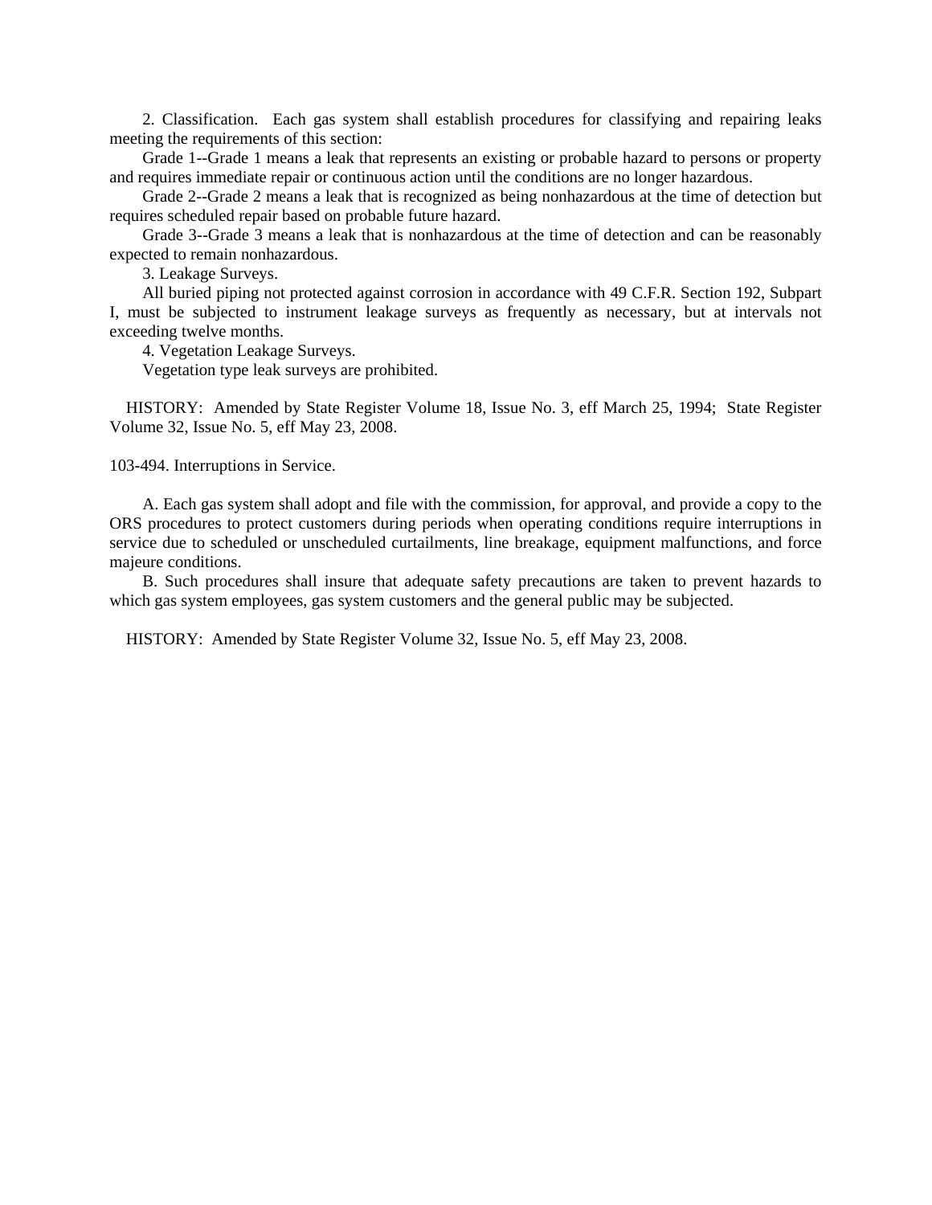2. Classification. Each gas system shall establish procedures for classifying and repairing leaks meeting the requirements of this section:

Grade 1--Grade 1 means a leak that represents an existing or probable hazard to persons or property and requires immediate repair or continuous action until the conditions are no longer hazardous.

Grade 2--Grade 2 means a leak that is recognized as being nonhazardous at the time of detection but requires scheduled repair based on probable future hazard.

Grade 3--Grade 3 means a leak that is nonhazardous at the time of detection and can be reasonably expected to remain nonhazardous.

3. Leakage Surveys.

All buried piping not protected against corrosion in accordance with 49 C.F.R. Section 192, Subpart I, must be subjected to instrument leakage surveys as frequently as necessary, but at intervals not exceeding twelve months.

4. Vegetation Leakage Surveys.

Vegetation type leak surveys are prohibited.

HISTORY: Amended by State Register Volume 18, Issue No. 3, eff March 25, 1994; State Register Volume 32, Issue No. 5, eff May 23, 2008.

103-494. Interruptions in Service.

A. Each gas system shall adopt and file with the commission, for approval, and provide a copy to the ORS procedures to protect customers during periods when operating conditions require interruptions in service due to scheduled or unscheduled curtailments, line breakage, equipment malfunctions, and force majeure conditions.

B. Such procedures shall insure that adequate safety precautions are taken to prevent hazards to which gas system employees, gas system customers and the general public may be subjected.

HISTORY: Amended by State Register Volume 32, Issue No. 5, eff May 23, 2008.